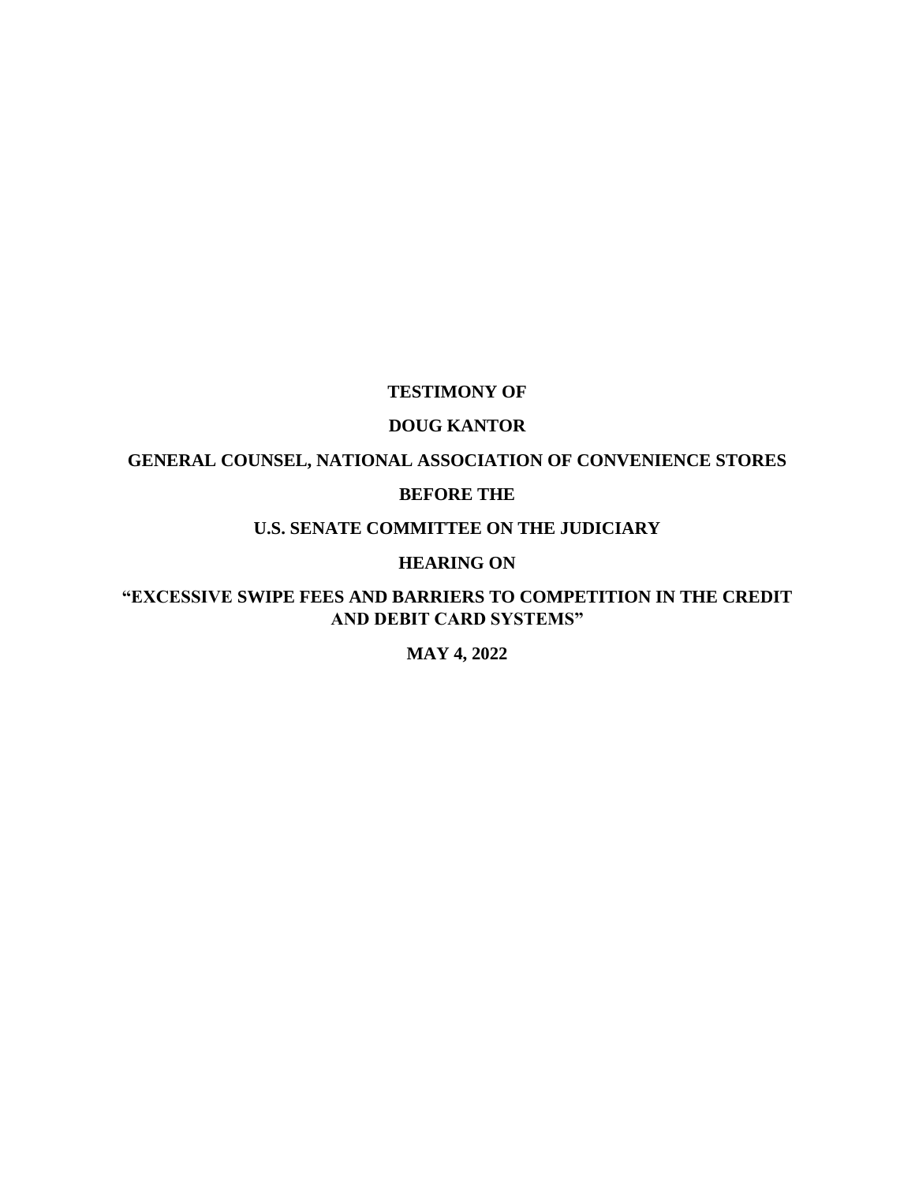**TESTIMONY OF**

**DOUG KANTOR**

**GENERAL COUNSEL, NATIONAL ASSOCIATION OF CONVENIENCE STORES**

**BEFORE THE**

**U.S. SENATE COMMITTEE ON THE JUDICIARY**

**HEARING ON**

**"EXCESSIVE SWIPE FEES AND BARRIERS TO COMPETITION IN THE CREDIT AND DEBIT CARD SYSTEMS"**

**MAY 4, 2022**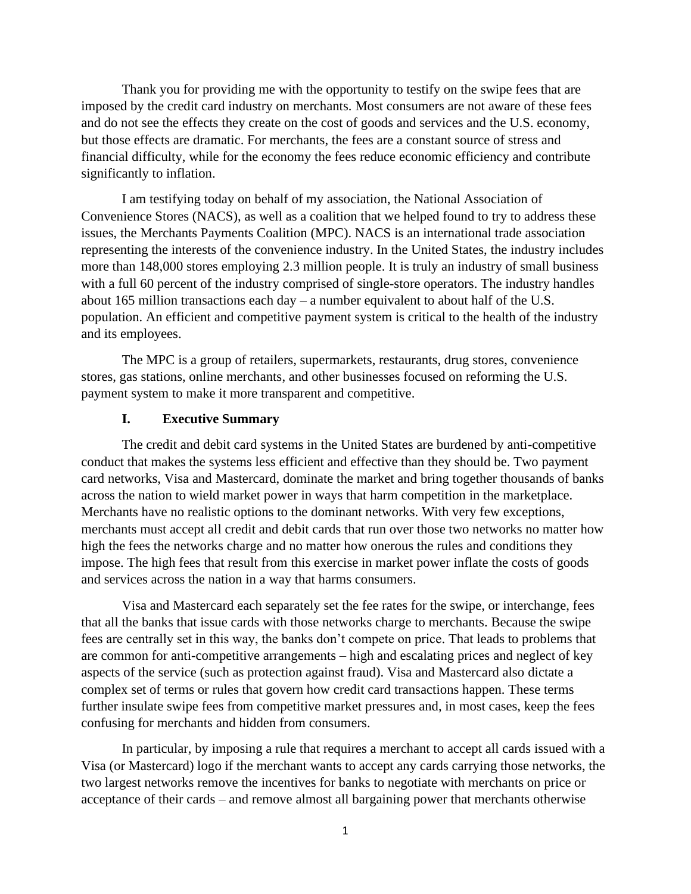Thank you for providing me with the opportunity to testify on the swipe fees that are imposed by the credit card industry on merchants. Most consumers are not aware of these fees and do not see the effects they create on the cost of goods and services and the U.S. economy, but those effects are dramatic. For merchants, the fees are a constant source of stress and financial difficulty, while for the economy the fees reduce economic efficiency and contribute significantly to inflation.

I am testifying today on behalf of my association, the National Association of Convenience Stores (NACS), as well as a coalition that we helped found to try to address these issues, the Merchants Payments Coalition (MPC). NACS is an international trade association representing the interests of the convenience industry. In the United States, the industry includes more than 148,000 stores employing 2.3 million people. It is truly an industry of small business with a full 60 percent of the industry comprised of single-store operators. The industry handles about 165 million transactions each day – a number equivalent to about half of the U.S. population. An efficient and competitive payment system is critical to the health of the industry and its employees.

The MPC is a group of retailers, supermarkets, restaurants, drug stores, convenience stores, gas stations, online merchants, and other businesses focused on reforming the U.S. payment system to make it more transparent and competitive.

## I. Executive Summary

The credit and debit card systems in the United States are burdened by anti-competitive conduct that makes the systems less efficient and effective than they should be. Two payment card networks, Visa and Mastercard, dominate the market and bring together thousands of banks across the nation to wield market power in ways that harm competition in the marketplace. Merchants have no realistic options to the dominant networks. With very few exceptions, merchants must accept all credit and debit cards that run over those two networks no matter how high the fees the networks charge and no matter how onerous the rules and conditions they impose. The high fees that result from this exercise in market power inflate the costs of goods and services across the nation in a way that harms consumers.

Visa and Mastercard each separately set the fee rates for the swipe, or interchange, fees that all the banks that issue cards with those networks charge to merchants. Because the swipe fees are centrally set in this way, the banks don't compete on price. That leads to problems that are common for anti-competitive arrangements – high and escalating prices and neglect of key aspects of the service (such as protection against fraud). Visa and Mastercard also dictate a complex set of terms or rules that govern how credit card transactions happen. These terms further insulate swipe fees from competitive market pressures and, in most cases, keep the fees confusing for merchants and hidden from consumers.

In particular, by imposing a rule that requires a merchant to accept all cards issued with a Visa (or Mastercard) logo if the merchant wants to accept any cards carrying those networks, the two largest networks remove the incentives for banks to negotiate with merchants on price or acceptance of their cards – and remove almost all bargaining power that merchants otherwise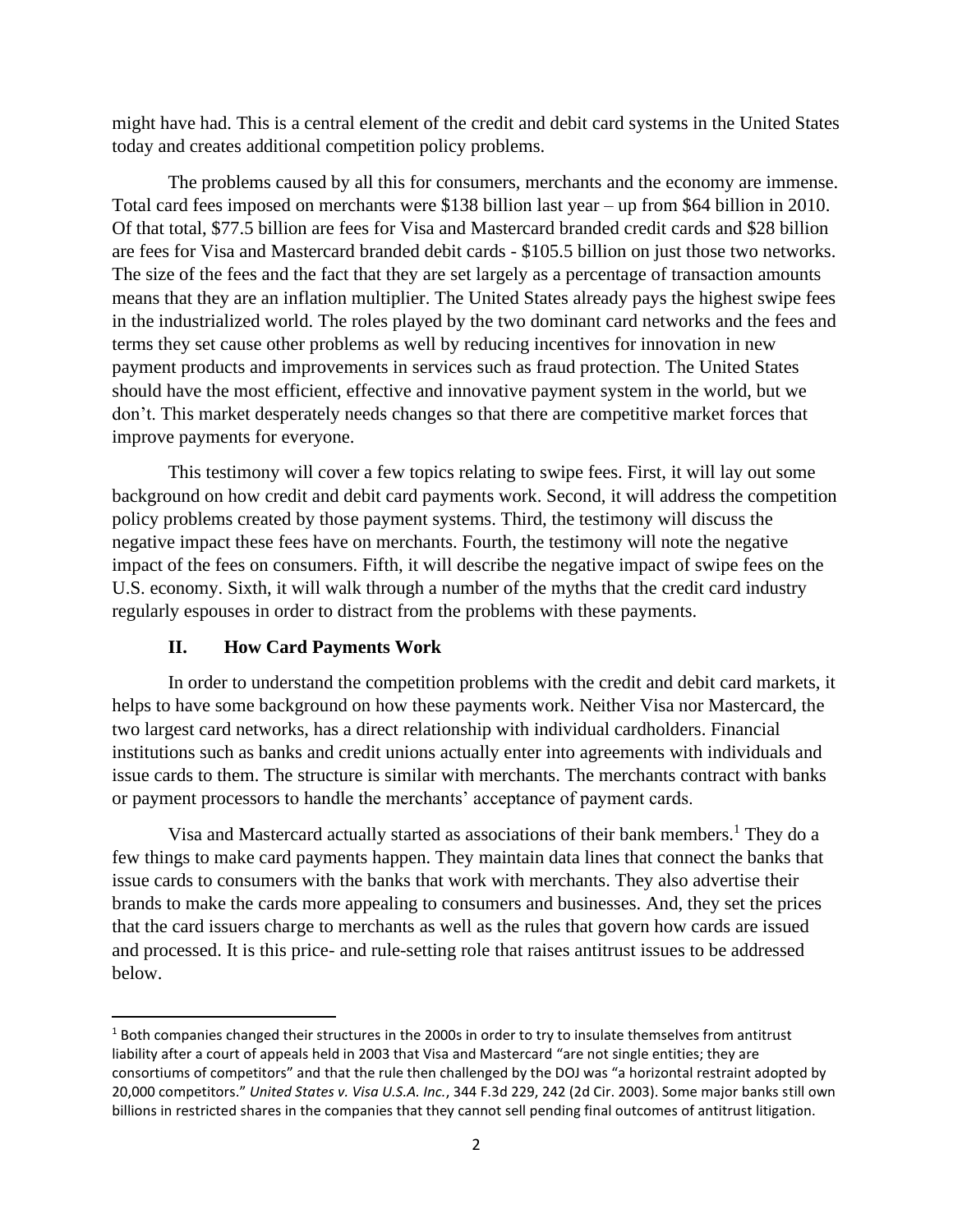might have had. This is a central element of the credit and debit card systems in the United States today and creates additional competition policy problems.

The problems caused by all this for consumers, merchants and the economy are immense. Total card fees imposed on merchants were $138 billion last year – up from $64 billion in 2010. Of that total, $77.5 billion are fees for Visa and Mastercard branded credit cards and $28 billion are fees for Visa and Mastercard branded debit cards - $105.5 billion on just those two networks. The size of the fees and the fact that they are set largely as a percentage of transaction amounts means that they are an inflation multiplier. The United States already pays the highest swipe fees in the industrialized world. The roles played by the two dominant card networks and the fees and terms they set cause other problems as well by reducing incentives for innovation in new payment products and improvements in services such as fraud protection. The United States should have the most efficient, effective and innovative payment system in the world, but we don't. This market desperately needs changes so that there are competitive market forces that improve payments for everyone.

This testimony will cover a few topics relating to swipe fees. First, it will lay out some background on how credit and debit card payments work. Second, it will address the competition policy problems created by those payment systems. Third, the testimony will discuss the negative impact these fees have on merchants. Fourth, the testimony will note the negative impact of the fees on consumers. Fifth, it will describe the negative impact of swipe fees on the U.S. economy. Sixth, it will walk through a number of the myths that the credit card industry regularly espouses in order to distract from the problems with these payments.

## II. How Card Payments Work

In order to understand the competition problems with the credit and debit card markets, it helps to have some background on how these payments work. Neither Visa nor Mastercard, the two largest card networks, has a direct relationship with individual cardholders. Financial institutions such as banks and credit unions actually enter into agreements with individuals and issue cards to them. The structure is similar with merchants. The merchants contract with banks or payment processors to handle the merchants' acceptance of payment cards.

Visa and Mastercard actually started as associations of their bank members.[1] They do a few things to make card payments happen. They maintain data lines that connect the banks that issue cards to consumers with the banks that work with merchants. They also advertise their brands to make the cards more appealing to consumers and businesses. And, they set the prices that the card issuers charge to merchants as well as the rules that govern how cards are issued and processed. It is this price- and rule-setting role that raises antitrust issues to be addressed below.

---

[1] Both companies changed their structures in the 2000s in order to try to insulate themselves from antitrust liability after a court of appeals held in 2003 that Visa and Mastercard "are not single entities; they are consortiums of competitors" and that the rule then challenged by the DOJ was "a horizontal restraint adopted by 20,000 competitors." *United States v. Visa U.S.A. Inc.*, 344 F.3d 229, 242 (2d Cir. 2003). Some major banks still own billions in restricted shares in the companies that they cannot sell pending final outcomes of antitrust litigation.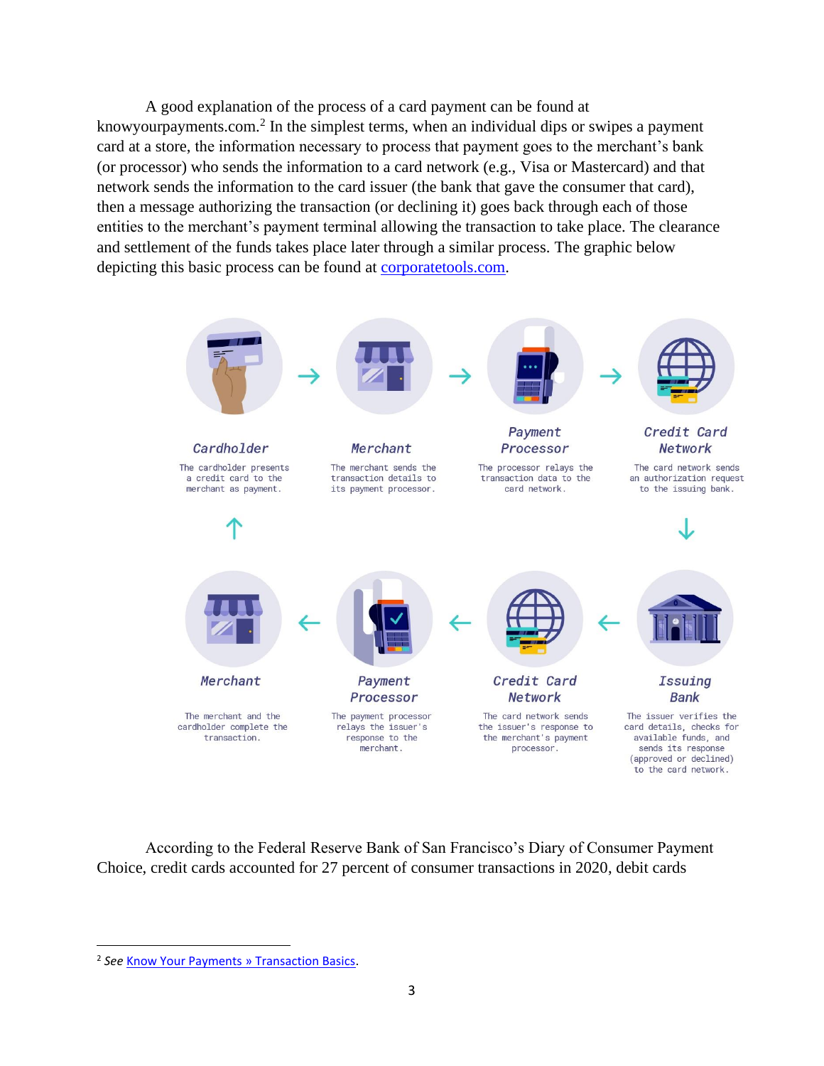A good explanation of the process of a card payment can be found at knowyourpayments.com.[2] In the simplest terms, when an individual dips or swipes a payment card at a store, the information necessary to process that payment goes to the merchant's bank (or processor) who sends the information to a card network (e.g., Visa or Mastercard) and that network sends the information to the card issuer (the bank that gave the consumer that card), then a message authorizing the transaction (or declining it) goes back through each of those entities to the merchant's payment terminal allowing the transaction to take place. The clearance and settlement of the funds takes place later through a similar process. The graphic below depicting this basic process can be found at corporatetools.com.

**Cardholder** → **Merchant** → **Payment Processor** → **Credit Card Network**

- **Cardholder**: The cardholder presents a credit card to the merchant as payment.
- **Merchant**: The merchant sends the transaction details to its payment processor.
- **Payment Processor**: The processor relays the transaction data to the card network.
- **Credit Card Network**: The card network sends an authorization request to the issuing bank.

**Issuing Bank** → **Credit Card Network** → **Payment Processor** → **Merchant**

- **Issuing Bank**: The issuer verifies the card details, checks for available funds, and sends its response (approved or declined) to the card network.
- **Credit Card Network**: The card network sends the issuer's response to the merchant's payment processor.
- **Payment Processor**: The payment processor relays the issuer's response to the merchant.
- **Merchant**: The merchant and the cardholder complete the transaction.

According to the Federal Reserve Bank of San Francisco's Diary of Consumer Payment Choice, credit cards accounted for 27 percent of consumer transactions in 2020, debit cards

---

[2] *See* Know Your Payments » Transaction Basics.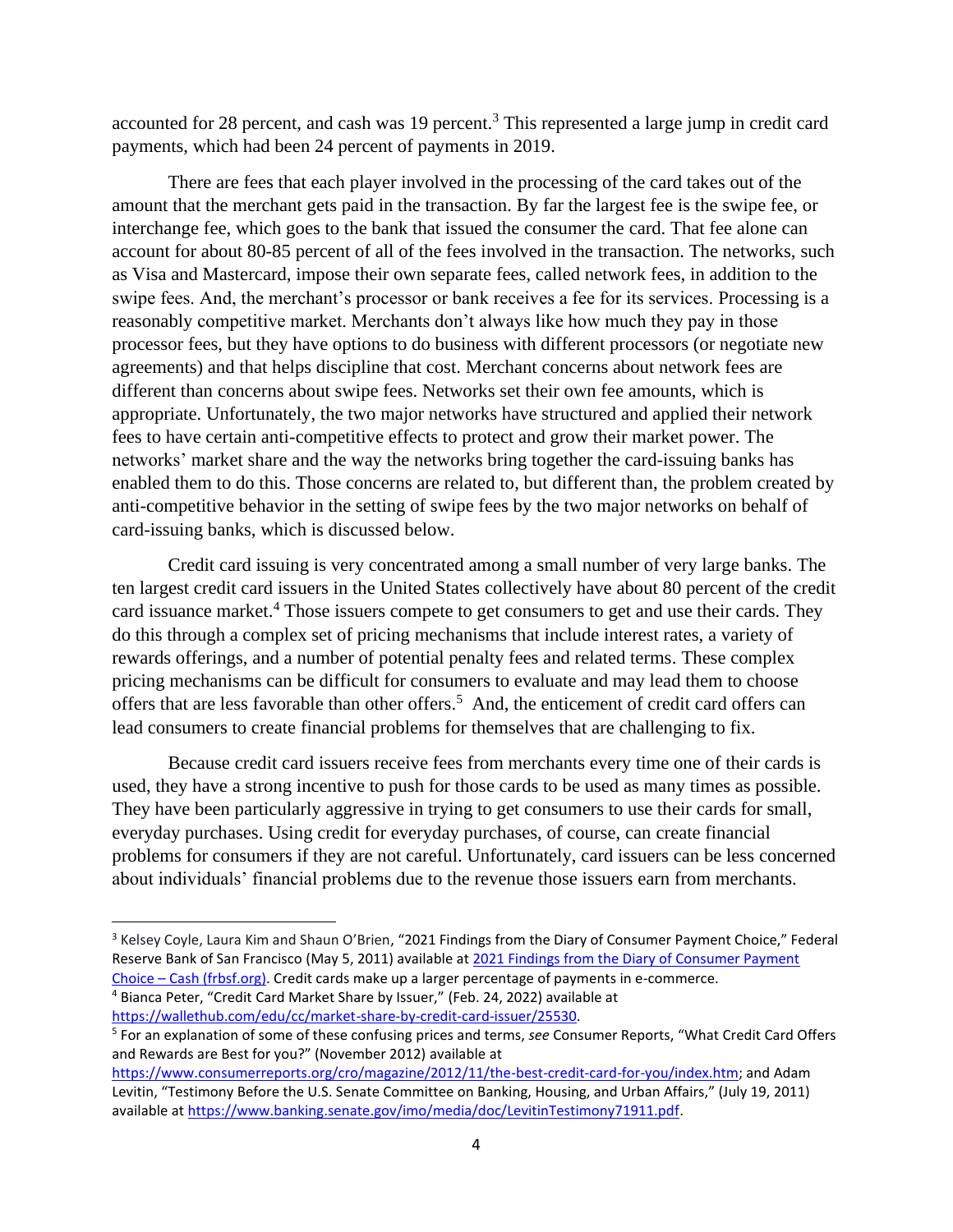accounted for 28 percent, and cash was 19 percent.[3] This represented a large jump in credit card payments, which had been 24 percent of payments in 2019.

There are fees that each player involved in the processing of the card takes out of the amount that the merchant gets paid in the transaction. By far the largest fee is the swipe fee, or interchange fee, which goes to the bank that issued the consumer the card. That fee alone can account for about 80-85 percent of all of the fees involved in the transaction. The networks, such as Visa and Mastercard, impose their own separate fees, called network fees, in addition to the swipe fees. And, the merchant's processor or bank receives a fee for its services. Processing is a reasonably competitive market. Merchants don't always like how much they pay in those processor fees, but they have options to do business with different processors (or negotiate new agreements) and that helps discipline that cost. Merchant concerns about network fees are different than concerns about swipe fees. Networks set their own fee amounts, which is appropriate. Unfortunately, the two major networks have structured and applied their network fees to have certain anti-competitive effects to protect and grow their market power. The networks' market share and the way the networks bring together the card-issuing banks has enabled them to do this. Those concerns are related to, but different than, the problem created by anti-competitive behavior in the setting of swipe fees by the two major networks on behalf of card-issuing banks, which is discussed below.

Credit card issuing is very concentrated among a small number of very large banks. The ten largest credit card issuers in the United States collectively have about 80 percent of the credit card issuance market.[4] Those issuers compete to get consumers to get and use their cards. They do this through a complex set of pricing mechanisms that include interest rates, a variety of rewards offerings, and a number of potential penalty fees and related terms. These complex pricing mechanisms can be difficult for consumers to evaluate and may lead them to choose offers that are less favorable than other offers.[5] And, the enticement of credit card offers can lead consumers to create financial problems for themselves that are challenging to fix.

Because credit card issuers receive fees from merchants every time one of their cards is used, they have a strong incentive to push for those cards to be used as many times as possible. They have been particularly aggressive in trying to get consumers to use their cards for small, everyday purchases. Using credit for everyday purchases, of course, can create financial problems for consumers if they are not careful. Unfortunately, card issuers can be less concerned about individuals' financial problems due to the revenue those issuers earn from merchants.

---

[3] Kelsey Coyle, Laura Kim and Shaun O'Brien, "2021 Findings from the Diary of Consumer Payment Choice," Federal Reserve Bank of San Francisco (May 5, 2011) available at [2021 Findings from the Diary of Consumer Payment Choice – Cash (frbsf.org)](). Credit cards make up a larger percentage of payments in e-commerce.

[4] Bianca Peter, "Credit Card Market Share by Issuer," (Feb. 24, 2022) available at https://wallethub.com/edu/cc/market-share-by-credit-card-issuer/25530.

[5] For an explanation of some of these confusing prices and terms, *see* Consumer Reports, "What Credit Card Offers and Rewards are Best for you?" (November 2012) available at https://www.consumerreports.org/cro/magazine/2012/11/the-best-credit-card-for-you/index.htm; and Adam Levitin, "Testimony Before the U.S. Senate Committee on Banking, Housing, and Urban Affairs," (July 19, 2011) available at https://www.banking.senate.gov/imo/media/doc/LevitinTestimony71911.pdf.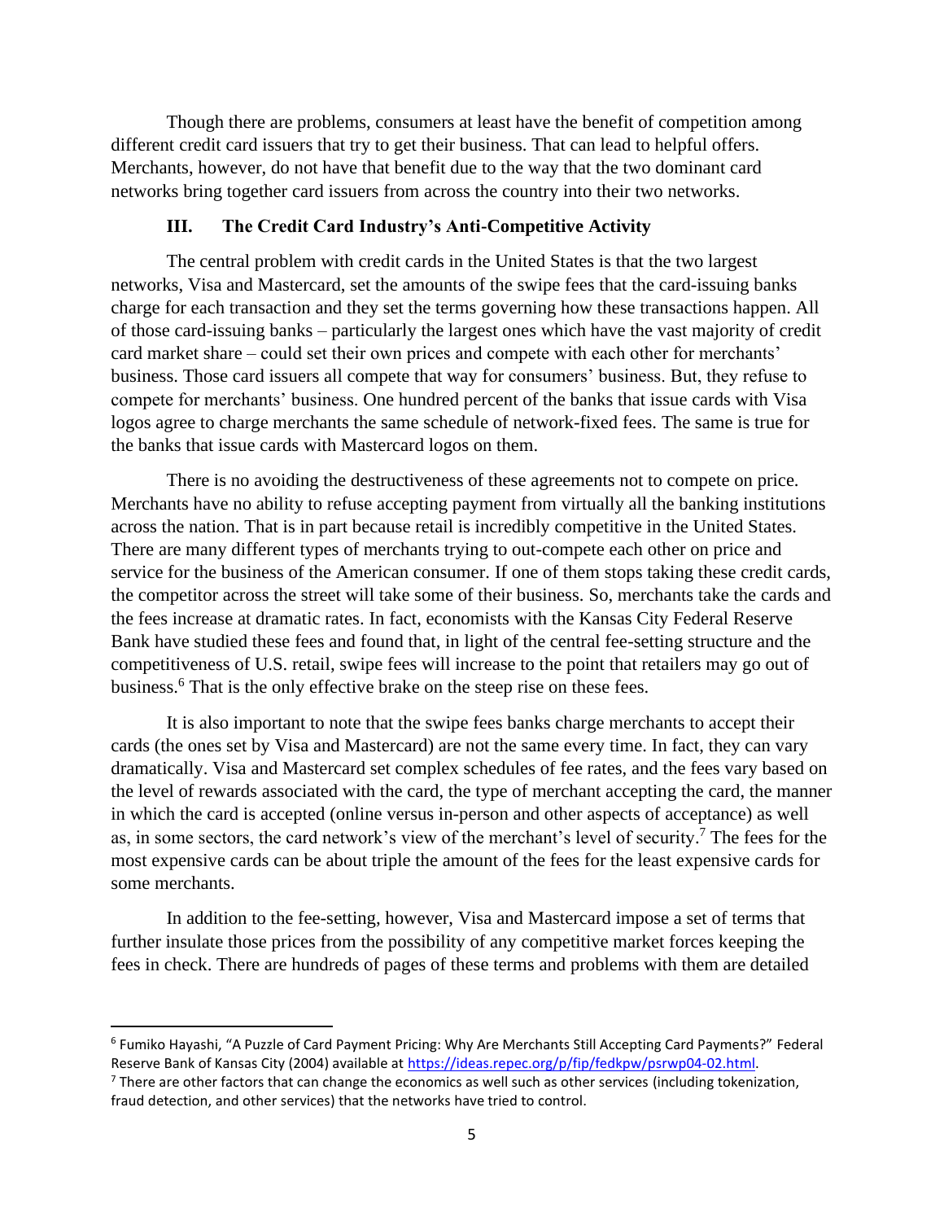Though there are problems, consumers at least have the benefit of competition among different credit card issuers that try to get their business. That can lead to helpful offers. Merchants, however, do not have that benefit due to the way that the two dominant card networks bring together card issuers from across the country into their two networks.

### III. The Credit Card Industry's Anti-Competitive Activity

The central problem with credit cards in the United States is that the two largest networks, Visa and Mastercard, set the amounts of the swipe fees that the card-issuing banks charge for each transaction and they set the terms governing how these transactions happen. All of those card-issuing banks – particularly the largest ones which have the vast majority of credit card market share – could set their own prices and compete with each other for merchants' business. Those card issuers all compete that way for consumers' business. But, they refuse to compete for merchants' business. One hundred percent of the banks that issue cards with Visa logos agree to charge merchants the same schedule of network-fixed fees. The same is true for the banks that issue cards with Mastercard logos on them.

There is no avoiding the destructiveness of these agreements not to compete on price. Merchants have no ability to refuse accepting payment from virtually all the banking institutions across the nation. That is in part because retail is incredibly competitive in the United States. There are many different types of merchants trying to out-compete each other on price and service for the business of the American consumer. If one of them stops taking these credit cards, the competitor across the street will take some of their business. So, merchants take the cards and the fees increase at dramatic rates. In fact, economists with the Kansas City Federal Reserve Bank have studied these fees and found that, in light of the central fee-setting structure and the competitiveness of U.S. retail, swipe fees will increase to the point that retailers may go out of business.[6] That is the only effective brake on the steep rise on these fees.

It is also important to note that the swipe fees banks charge merchants to accept their cards (the ones set by Visa and Mastercard) are not the same every time. In fact, they can vary dramatically. Visa and Mastercard set complex schedules of fee rates, and the fees vary based on the level of rewards associated with the card, the type of merchant accepting the card, the manner in which the card is accepted (online versus in-person and other aspects of acceptance) as well as, in some sectors, the card network's view of the merchant's level of security.[7] The fees for the most expensive cards can be about triple the amount of the fees for the least expensive cards for some merchants.

In addition to the fee-setting, however, Visa and Mastercard impose a set of terms that further insulate those prices from the possibility of any competitive market forces keeping the fees in check. There are hundreds of pages of these terms and problems with them are detailed

---

[6] Fumiko Hayashi, "A Puzzle of Card Payment Pricing: Why Are Merchants Still Accepting Card Payments?" Federal Reserve Bank of Kansas City (2004) available at https://ideas.repec.org/p/fip/fedkpw/psrwp04-02.html.

[7] There are other factors that can change the economics as well such as other services (including tokenization, fraud detection, and other services) that the networks have tried to control.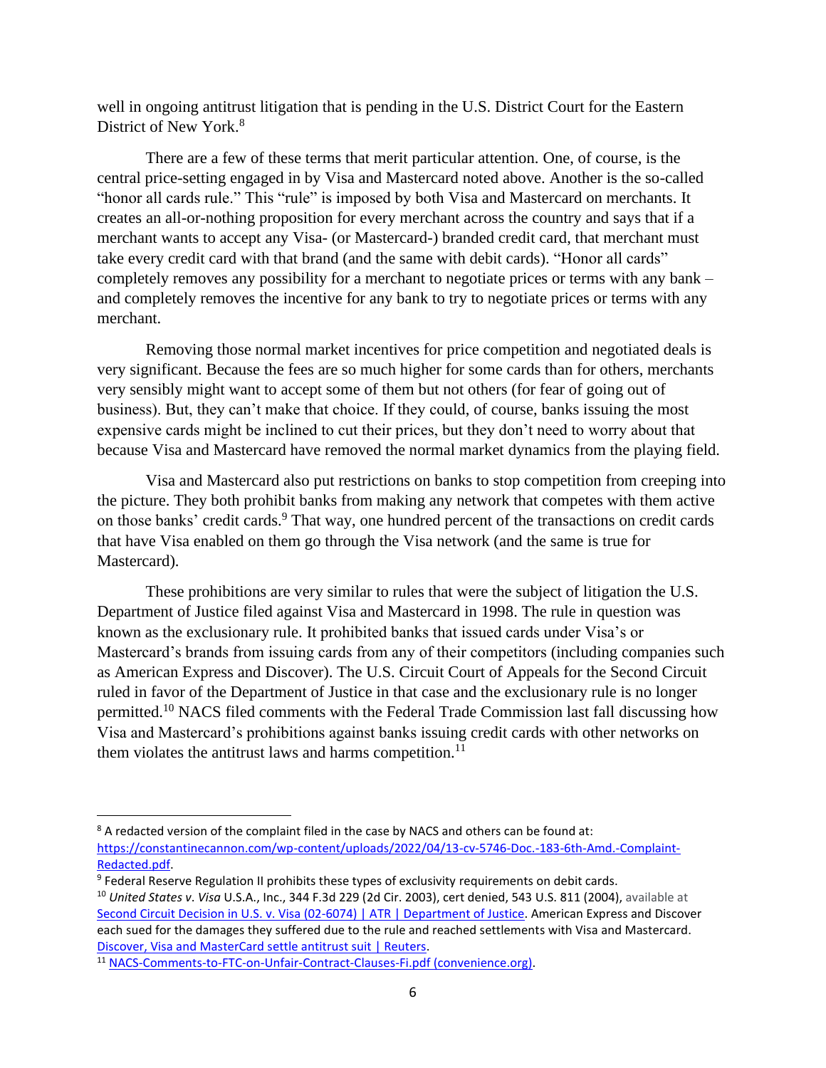well in ongoing antitrust litigation that is pending in the U.S. District Court for the Eastern District of New York.[8]

There are a few of these terms that merit particular attention. One, of course, is the central price-setting engaged in by Visa and Mastercard noted above. Another is the so-called "honor all cards rule." This "rule" is imposed by both Visa and Mastercard on merchants. It creates an all-or-nothing proposition for every merchant across the country and says that if a merchant wants to accept any Visa- (or Mastercard-) branded credit card, that merchant must take every credit card with that brand (and the same with debit cards). "Honor all cards" completely removes any possibility for a merchant to negotiate prices or terms with any bank – and completely removes the incentive for any bank to try to negotiate prices or terms with any merchant.

Removing those normal market incentives for price competition and negotiated deals is very significant. Because the fees are so much higher for some cards than for others, merchants very sensibly might want to accept some of them but not others (for fear of going out of business). But, they can't make that choice. If they could, of course, banks issuing the most expensive cards might be inclined to cut their prices, but they don't need to worry about that because Visa and Mastercard have removed the normal market dynamics from the playing field.

Visa and Mastercard also put restrictions on banks to stop competition from creeping into the picture. They both prohibit banks from making any network that competes with them active on those banks' credit cards.[9] That way, one hundred percent of the transactions on credit cards that have Visa enabled on them go through the Visa network (and the same is true for Mastercard).

These prohibitions are very similar to rules that were the subject of litigation the U.S. Department of Justice filed against Visa and Mastercard in 1998. The rule in question was known as the exclusionary rule. It prohibited banks that issued cards under Visa's or Mastercard's brands from issuing cards from any of their competitors (including companies such as American Express and Discover). The U.S. Circuit Court of Appeals for the Second Circuit ruled in favor of the Department of Justice in that case and the exclusionary rule is no longer permitted.[10] NACS filed comments with the Federal Trade Commission last fall discussing how Visa and Mastercard's prohibitions against banks issuing credit cards with other networks on them violates the antitrust laws and harms competition.[11]

---

[8] A redacted version of the complaint filed in the case by NACS and others can be found at: https://constantinecannon.com/wp-content/uploads/2022/04/13-cv-5746-Doc.-183-6th-Amd.-Complaint-Redacted.pdf.

[9] Federal Reserve Regulation II prohibits these types of exclusivity requirements on debit cards.

[10] *United States v. Visa* U.S.A., Inc., 344 F.3d 229 (2d Cir. 2003), cert denied, 543 U.S. 811 (2004), available at Second Circuit Decision in U.S. v. Visa (02-6074) | ATR | Department of Justice. American Express and Discover each sued for the damages they suffered due to the rule and reached settlements with Visa and Mastercard. Discover, Visa and MasterCard settle antitrust suit | Reuters.

[11] NACS-Comments-to-FTC-on-Unfair-Contract-Clauses-Fi.pdf (convenience.org).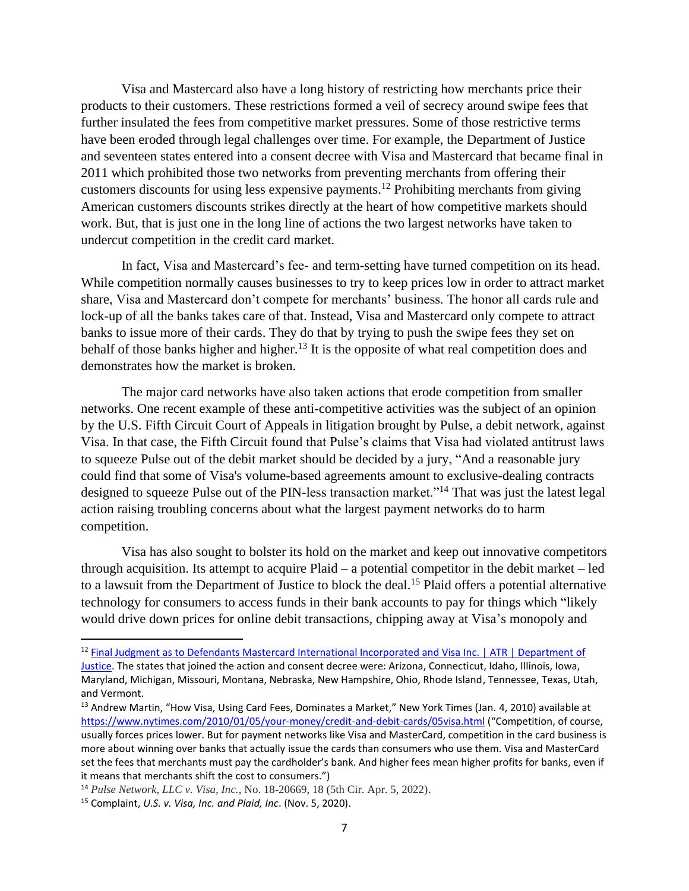Visa and Mastercard also have a long history of restricting how merchants price their products to their customers. These restrictions formed a veil of secrecy around swipe fees that further insulated the fees from competitive market pressures. Some of those restrictive terms have been eroded through legal challenges over time. For example, the Department of Justice and seventeen states entered into a consent decree with Visa and Mastercard that became final in 2011 which prohibited those two networks from preventing merchants from offering their customers discounts for using less expensive payments.[12] Prohibiting merchants from giving American customers discounts strikes directly at the heart of how competitive markets should work. But, that is just one in the long line of actions the two largest networks have taken to undercut competition in the credit card market.

In fact, Visa and Mastercard's fee- and term-setting have turned competition on its head. While competition normally causes businesses to try to keep prices low in order to attract market share, Visa and Mastercard don't compete for merchants' business. The honor all cards rule and lock-up of all the banks takes care of that. Instead, Visa and Mastercard only compete to attract banks to issue more of their cards. They do that by trying to push the swipe fees they set on behalf of those banks higher and higher.[13] It is the opposite of what real competition does and demonstrates how the market is broken.

The major card networks have also taken actions that erode competition from smaller networks. One recent example of these anti-competitive activities was the subject of an opinion by the U.S. Fifth Circuit Court of Appeals in litigation brought by Pulse, a debit network, against Visa. In that case, the Fifth Circuit found that Pulse's claims that Visa had violated antitrust laws to squeeze Pulse out of the debit market should be decided by a jury, "And a reasonable jury could find that some of Visa's volume-based agreements amount to exclusive-dealing contracts designed to squeeze Pulse out of the PIN-less transaction market."[14] That was just the latest legal action raising troubling concerns about what the largest payment networks do to harm competition.

Visa has also sought to bolster its hold on the market and keep out innovative competitors through acquisition. Its attempt to acquire Plaid – a potential competitor in the debit market – led to a lawsuit from the Department of Justice to block the deal.[15] Plaid offers a potential alternative technology for consumers to access funds in their bank accounts to pay for things which "likely would drive down prices for online debit transactions, chipping away at Visa's monopoly and

---

[12] Final Judgment as to Defendants Mastercard International Incorporated and Visa Inc. | ATR | Department of Justice. The states that joined the action and consent decree were: Arizona, Connecticut, Idaho, Illinois, Iowa, Maryland, Michigan, Missouri, Montana, Nebraska, New Hampshire, Ohio, Rhode Island, Tennessee, Texas, Utah, and Vermont.

[13] Andrew Martin, "How Visa, Using Card Fees, Dominates a Market," New York Times (Jan. 4, 2010) available at https://www.nytimes.com/2010/01/05/your-money/credit-and-debit-cards/05visa.html ("Competition, of course, usually forces prices lower. But for payment networks like Visa and MasterCard, competition in the card business is more about winning over banks that actually issue the cards than consumers who use them. Visa and MasterCard set the fees that merchants must pay the cardholder's bank. And higher fees mean higher profits for banks, even if it means that merchants shift the cost to consumers.")

[14] *Pulse Network, LLC v. Visa, Inc.*, No. 18-20669, 18 (5th Cir. Apr. 5, 2022).

[15] Complaint, *U.S. v. Visa, Inc. and Plaid, Inc*. (Nov. 5, 2020).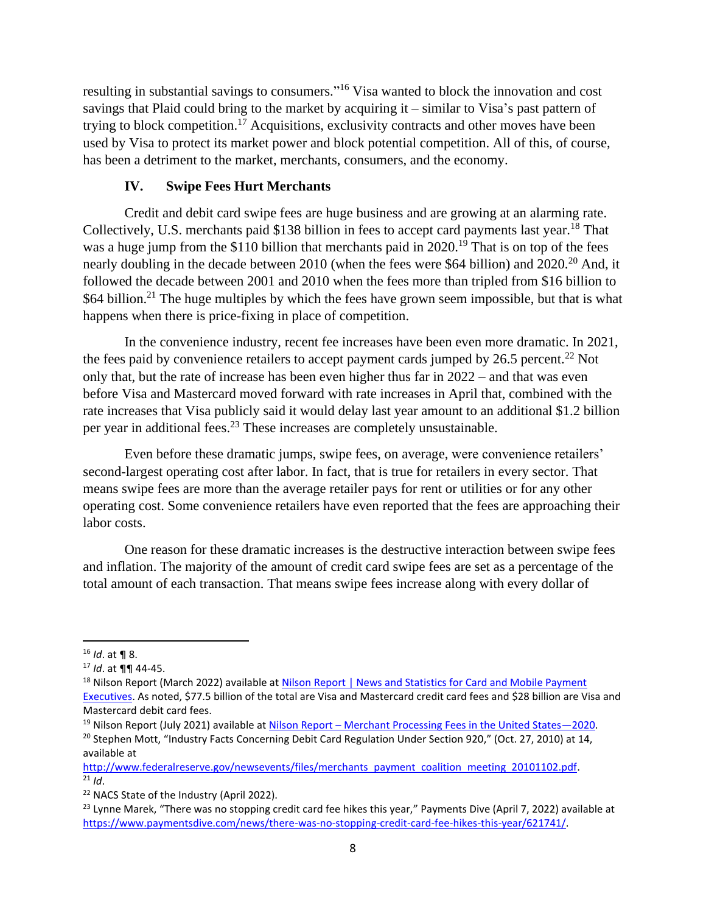resulting in substantial savings to consumers."[16] Visa wanted to block the innovation and cost savings that Plaid could bring to the market by acquiring it – similar to Visa's past pattern of trying to block competition.[17] Acquisitions, exclusivity contracts and other moves have been used by Visa to protect its market power and block potential competition. All of this, of course, has been a detriment to the market, merchants, consumers, and the economy.

## IV. Swipe Fees Hurt Merchants

Credit and debit card swipe fees are huge business and are growing at an alarming rate. Collectively, U.S. merchants paid $138 billion in fees to accept card payments last year.[18] That was a huge jump from the $110 billion that merchants paid in 2020.[19] That is on top of the fees nearly doubling in the decade between 2010 (when the fees were $64 billion) and 2020.[20] And, it followed the decade between 2001 and 2010 when the fees more than tripled from $16 billion to $64 billion.[21] The huge multiples by which the fees have grown seem impossible, but that is what happens when there is price-fixing in place of competition.

In the convenience industry, recent fee increases have been even more dramatic. In 2021, the fees paid by convenience retailers to accept payment cards jumped by 26.5 percent.[22] Not only that, but the rate of increase has been even higher thus far in 2022 – and that was even before Visa and Mastercard moved forward with rate increases in April that, combined with the rate increases that Visa publicly said it would delay last year amount to an additional $1.2 billion per year in additional fees.[23] These increases are completely unsustainable.

Even before these dramatic jumps, swipe fees, on average, were convenience retailers' second-largest operating cost after labor. In fact, that is true for retailers in every sector. That means swipe fees are more than the average retailer pays for rent or utilities or for any other operating cost. Some convenience retailers have even reported that the fees are approaching their labor costs.

One reason for these dramatic increases is the destructive interaction between swipe fees and inflation. The majority of the amount of credit card swipe fees are set as a percentage of the total amount of each transaction. That means swipe fees increase along with every dollar of

---

[16] *Id*. at ¶ 8.

[17] *Id*. at ¶¶ 44-45.

[18] Nilson Report (March 2022) available at [Nilson Report | News and Statistics for Card and Mobile Payment Executives](). As noted, $77.5 billion of the total are Visa and Mastercard credit card fees and $28 billion are Visa and Mastercard debit card fees.

[19] Nilson Report (July 2021) available at [Nilson Report – Merchant Processing Fees in the United States—2020]().

[20] Stephen Mott, "Industry Facts Concerning Debit Card Regulation Under Section 920," (Oct. 27, 2010) at 14, available at http://www.federalreserve.gov/newsevents/files/merchants_payment_coalition_meeting_20101102.pdf.

[21] *Id*.

[22] NACS State of the Industry (April 2022).

[23] Lynne Marek, "There was no stopping credit card fee hikes this year," Payments Dive (April 7, 2022) available at https://www.paymentsdive.com/news/there-was-no-stopping-credit-card-fee-hikes-this-year/621741/.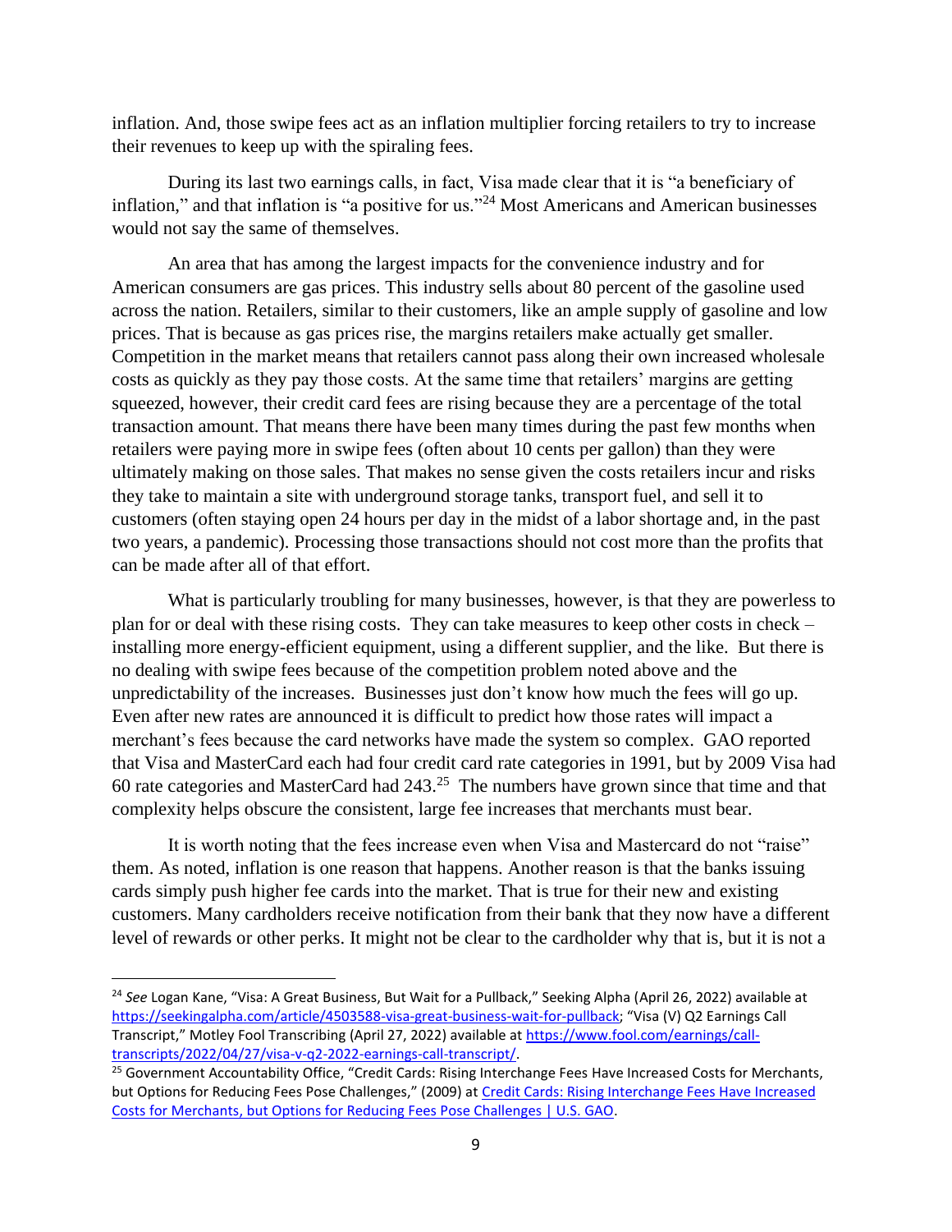inflation. And, those swipe fees act as an inflation multiplier forcing retailers to try to increase their revenues to keep up with the spiraling fees.

During its last two earnings calls, in fact, Visa made clear that it is "a beneficiary of inflation," and that inflation is "a positive for us."[24] Most Americans and American businesses would not say the same of themselves.

An area that has among the largest impacts for the convenience industry and for American consumers are gas prices. This industry sells about 80 percent of the gasoline used across the nation. Retailers, similar to their customers, like an ample supply of gasoline and low prices. That is because as gas prices rise, the margins retailers make actually get smaller. Competition in the market means that retailers cannot pass along their own increased wholesale costs as quickly as they pay those costs. At the same time that retailers' margins are getting squeezed, however, their credit card fees are rising because they are a percentage of the total transaction amount. That means there have been many times during the past few months when retailers were paying more in swipe fees (often about 10 cents per gallon) than they were ultimately making on those sales. That makes no sense given the costs retailers incur and risks they take to maintain a site with underground storage tanks, transport fuel, and sell it to customers (often staying open 24 hours per day in the midst of a labor shortage and, in the past two years, a pandemic). Processing those transactions should not cost more than the profits that can be made after all of that effort.

What is particularly troubling for many businesses, however, is that they are powerless to plan for or deal with these rising costs. They can take measures to keep other costs in check – installing more energy-efficient equipment, using a different supplier, and the like. But there is no dealing with swipe fees because of the competition problem noted above and the unpredictability of the increases. Businesses just don't know how much the fees will go up. Even after new rates are announced it is difficult to predict how those rates will impact a merchant's fees because the card networks have made the system so complex. GAO reported that Visa and MasterCard each had four credit card rate categories in 1991, but by 2009 Visa had 60 rate categories and MasterCard had 243.[25] The numbers have grown since that time and that complexity helps obscure the consistent, large fee increases that merchants must bear.

It is worth noting that the fees increase even when Visa and Mastercard do not "raise" them. As noted, inflation is one reason that happens. Another reason is that the banks issuing cards simply push higher fee cards into the market. That is true for their new and existing customers. Many cardholders receive notification from their bank that they now have a different level of rewards or other perks. It might not be clear to the cardholder why that is, but it is not a

---

[24] *See* Logan Kane, "Visa: A Great Business, But Wait for a Pullback," Seeking Alpha (April 26, 2022) available at https://seekingalpha.com/article/4503588-visa-great-business-wait-for-pullback; "Visa (V) Q2 Earnings Call Transcript," Motley Fool Transcribing (April 27, 2022) available at https://www.fool.com/earnings/call-transcripts/2022/04/27/visa-v-q2-2022-earnings-call-transcript/.

[25] Government Accountability Office, "Credit Cards: Rising Interchange Fees Have Increased Costs for Merchants, but Options for Reducing Fees Pose Challenges," (2009) at Credit Cards: Rising Interchange Fees Have Increased Costs for Merchants, but Options for Reducing Fees Pose Challenges | U.S. GAO.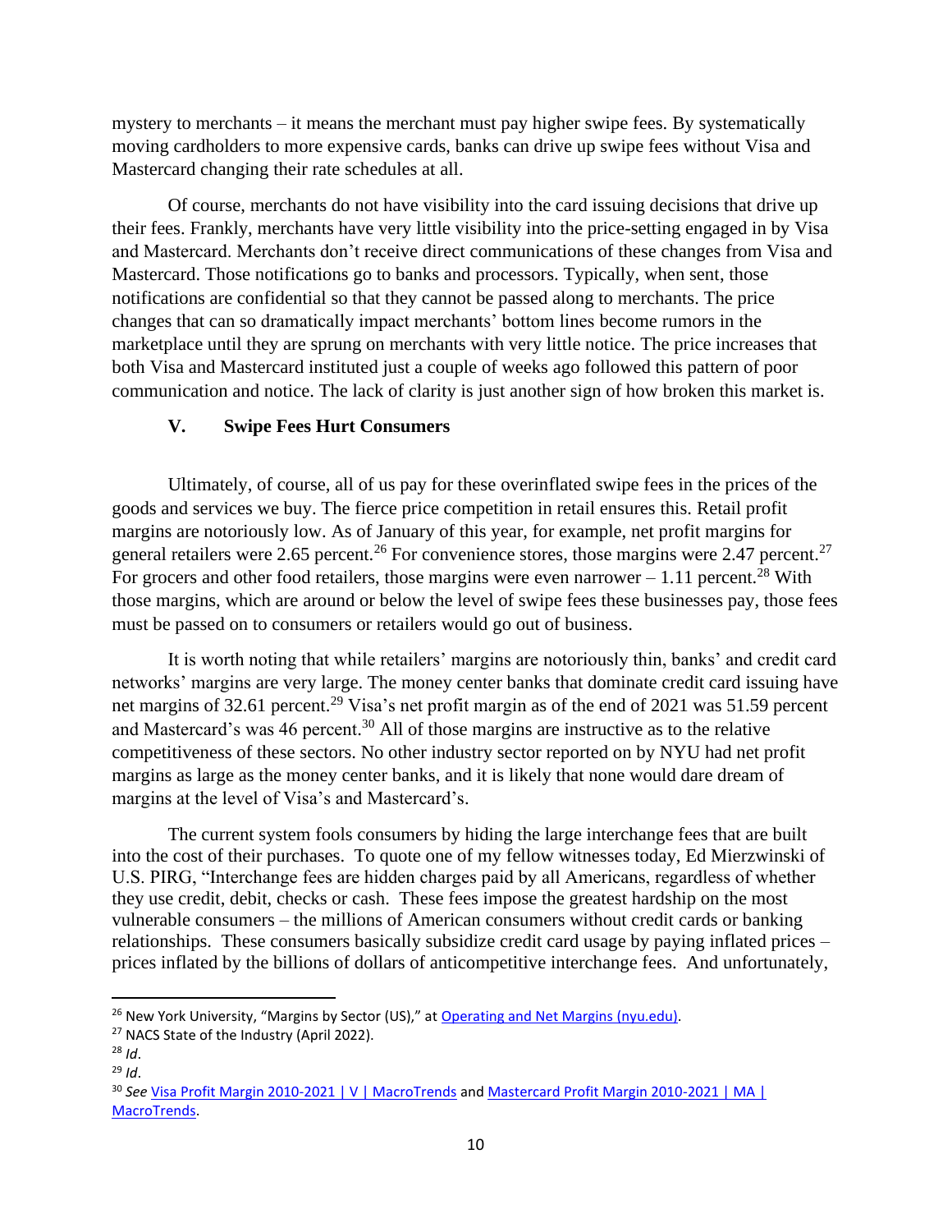mystery to merchants – it means the merchant must pay higher swipe fees. By systematically moving cardholders to more expensive cards, banks can drive up swipe fees without Visa and Mastercard changing their rate schedules at all.

Of course, merchants do not have visibility into the card issuing decisions that drive up their fees. Frankly, merchants have very little visibility into the price-setting engaged in by Visa and Mastercard. Merchants don't receive direct communications of these changes from Visa and Mastercard. Those notifications go to banks and processors. Typically, when sent, those notifications are confidential so that they cannot be passed along to merchants. The price changes that can so dramatically impact merchants' bottom lines become rumors in the marketplace until they are sprung on merchants with very little notice. The price increases that both Visa and Mastercard instituted just a couple of weeks ago followed this pattern of poor communication and notice. The lack of clarity is just another sign of how broken this market is.

## V. Swipe Fees Hurt Consumers

Ultimately, of course, all of us pay for these overinflated swipe fees in the prices of the goods and services we buy. The fierce price competition in retail ensures this. Retail profit margins are notoriously low. As of January of this year, for example, net profit margins for general retailers were 2.65 percent.[26] For convenience stores, those margins were 2.47 percent.[27] For grocers and other food retailers, those margins were even narrower – 1.11 percent.[28] With those margins, which are around or below the level of swipe fees these businesses pay, those fees must be passed on to consumers or retailers would go out of business.

It is worth noting that while retailers' margins are notoriously thin, banks' and credit card networks' margins are very large. The money center banks that dominate credit card issuing have net margins of 32.61 percent.[29] Visa's net profit margin as of the end of 2021 was 51.59 percent and Mastercard's was 46 percent.[30] All of those margins are instructive as to the relative competitiveness of these sectors. No other industry sector reported on by NYU had net profit margins as large as the money center banks, and it is likely that none would dare dream of margins at the level of Visa's and Mastercard's.

The current system fools consumers by hiding the large interchange fees that are built into the cost of their purchases. To quote one of my fellow witnesses today, Ed Mierzwinski of U.S. PIRG, "Interchange fees are hidden charges paid by all Americans, regardless of whether they use credit, debit, checks or cash. These fees impose the greatest hardship on the most vulnerable consumers – the millions of American consumers without credit cards or banking relationships. These consumers basically subsidize credit card usage by paying inflated prices – prices inflated by the billions of dollars of anticompetitive interchange fees. And unfortunately,

---

[26] New York University, "Margins by Sector (US)," at Operating and Net Margins (nyu.edu).

[27] NACS State of the Industry (April 2022).

[28] *Id*.

[29] *Id*.

[30] *See* Visa Profit Margin 2010-2021 | V | MacroTrends and Mastercard Profit Margin 2010-2021 | MA | MacroTrends.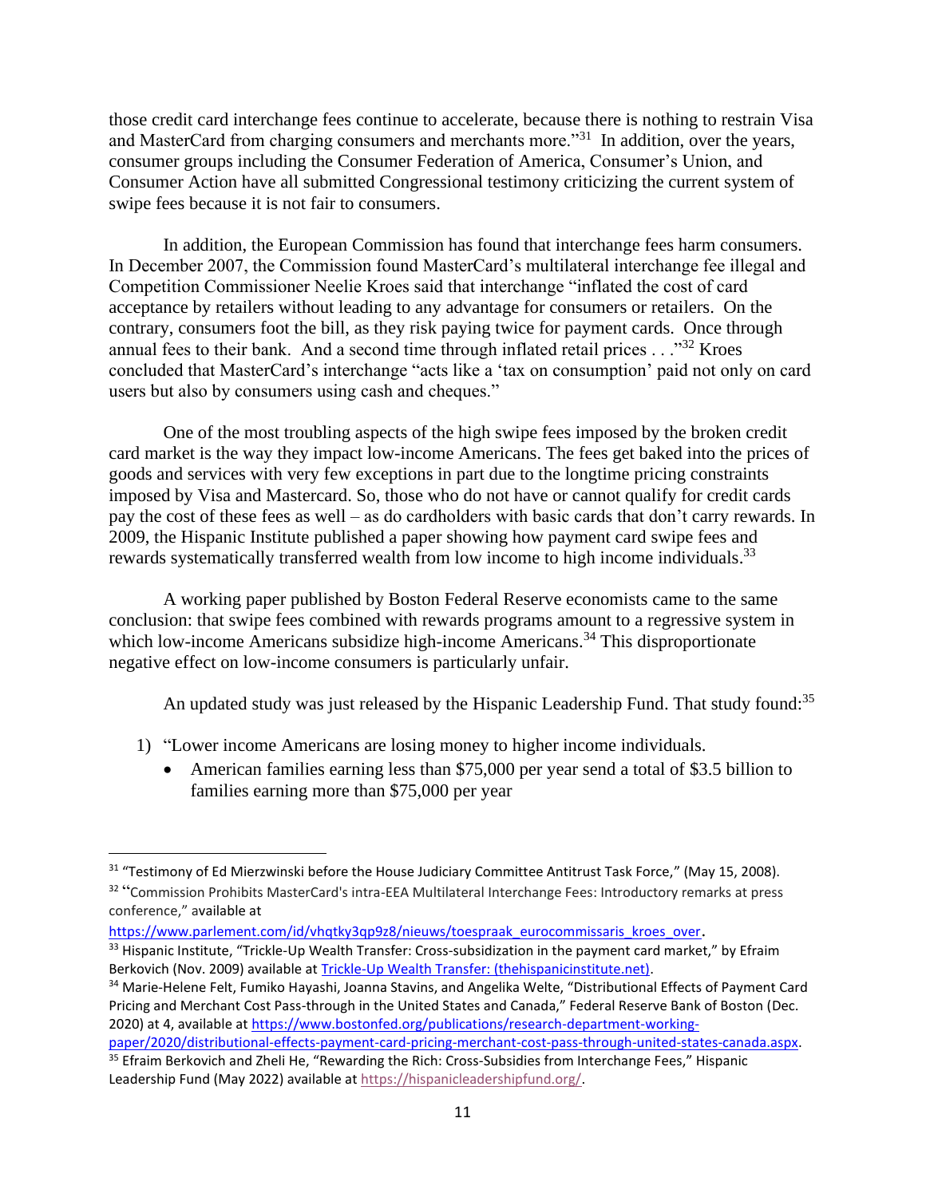those credit card interchange fees continue to accelerate, because there is nothing to restrain Visa and MasterCard from charging consumers and merchants more."[31] In addition, over the years, consumer groups including the Consumer Federation of America, Consumer's Union, and Consumer Action have all submitted Congressional testimony criticizing the current system of swipe fees because it is not fair to consumers.

In addition, the European Commission has found that interchange fees harm consumers. In December 2007, the Commission found MasterCard's multilateral interchange fee illegal and Competition Commissioner Neelie Kroes said that interchange "inflated the cost of card acceptance by retailers without leading to any advantage for consumers or retailers. On the contrary, consumers foot the bill, as they risk paying twice for payment cards. Once through annual fees to their bank. And a second time through inflated retail prices . . ."[32] Kroes concluded that MasterCard's interchange "acts like a 'tax on consumption' paid not only on card users but also by consumers using cash and cheques."

One of the most troubling aspects of the high swipe fees imposed by the broken credit card market is the way they impact low-income Americans. The fees get baked into the prices of goods and services with very few exceptions in part due to the longtime pricing constraints imposed by Visa and Mastercard. So, those who do not have or cannot qualify for credit cards pay the cost of these fees as well – as do cardholders with basic cards that don't carry rewards. In 2009, the Hispanic Institute published a paper showing how payment card swipe fees and rewards systematically transferred wealth from low income to high income individuals.[33]

A working paper published by Boston Federal Reserve economists came to the same conclusion: that swipe fees combined with rewards programs amount to a regressive system in which low-income Americans subsidize high-income Americans.[34] This disproportionate negative effect on low-income consumers is particularly unfair.

An updated study was just released by the Hispanic Leadership Fund. That study found:[35]

1) "Lower income Americans are losing money to higher income individuals.
   - American families earning less than $75,000 per year send a total of $3.5 billion to families earning more than $75,000 per year

---

[31] "Testimony of Ed Mierzwinski before the House Judiciary Committee Antitrust Task Force," (May 15, 2008).

[32] "Commission Prohibits MasterCard's intra-EEA Multilateral Interchange Fees: Introductory remarks at press conference," available at https://www.parlement.com/id/vhqtky3qp9z8/nieuws/toespraak_eurocommissaris_kroes_over.

[33] Hispanic Institute, "Trickle-Up Wealth Transfer: Cross-subsidization in the payment card market," by Efraim Berkovich (Nov. 2009) available at Trickle-Up Wealth Transfer: (thehispanicinstitute.net).

[34] Marie-Helene Felt, Fumiko Hayashi, Joanna Stavins, and Angelika Welte, "Distributional Effects of Payment Card Pricing and Merchant Cost Pass-through in the United States and Canada," Federal Reserve Bank of Boston (Dec. 2020) at 4, available at https://www.bostonfed.org/publications/research-department-working-paper/2020/distributional-effects-payment-card-pricing-merchant-cost-pass-through-united-states-canada.aspx.

[35] Efraim Berkovich and Zheli He, "Rewarding the Rich: Cross-Subsidies from Interchange Fees," Hispanic Leadership Fund (May 2022) available at https://hispanicleadershipfund.org/.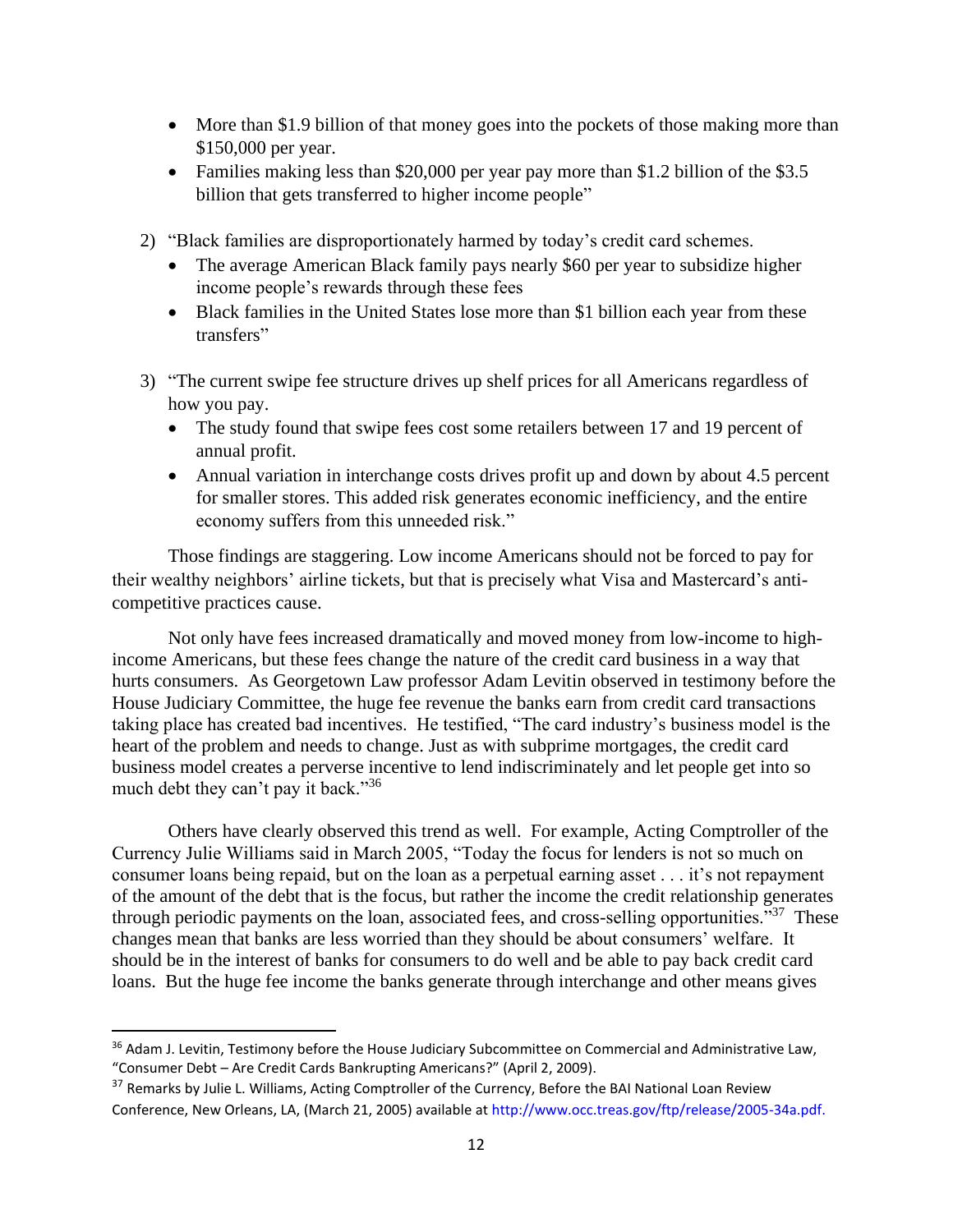- More than $1.9 billion of that money goes into the pockets of those making more than $150,000 per year.
- Families making less than $20,000 per year pay more than $1.2 billion of the $3.5 billion that gets transferred to higher income people"

2) "Black families are disproportionately harmed by today's credit card schemes.
   - The average American Black family pays nearly $60 per year to subsidize higher income people's rewards through these fees
   - Black families in the United States lose more than $1 billion each year from these transfers"

3) "The current swipe fee structure drives up shelf prices for all Americans regardless of how you pay.
   - The study found that swipe fees cost some retailers between 17 and 19 percent of annual profit.
   - Annual variation in interchange costs drives profit up and down by about 4.5 percent for smaller stores. This added risk generates economic inefficiency, and the entire economy suffers from this unneeded risk."

Those findings are staggering. Low income Americans should not be forced to pay for their wealthy neighbors' airline tickets, but that is precisely what Visa and Mastercard's anti-competitive practices cause.

Not only have fees increased dramatically and moved money from low-income to high-income Americans, but these fees change the nature of the credit card business in a way that hurts consumers. As Georgetown Law professor Adam Levitin observed in testimony before the House Judiciary Committee, the huge fee revenue the banks earn from credit card transactions taking place has created bad incentives. He testified, "The card industry's business model is the heart of the problem and needs to change. Just as with subprime mortgages, the credit card business model creates a perverse incentive to lend indiscriminately and let people get into so much debt they can't pay it back."[36]

Others have clearly observed this trend as well. For example, Acting Comptroller of the Currency Julie Williams said in March 2005, "Today the focus for lenders is not so much on consumer loans being repaid, but on the loan as a perpetual earning asset . . . it's not repayment of the amount of the debt that is the focus, but rather the income the credit relationship generates through periodic payments on the loan, associated fees, and cross-selling opportunities."[37] These changes mean that banks are less worried than they should be about consumers' welfare. It should be in the interest of banks for consumers to do well and be able to pay back credit card loans. But the huge fee income the banks generate through interchange and other means gives

---

[36] Adam J. Levitin, Testimony before the House Judiciary Subcommittee on Commercial and Administrative Law, "Consumer Debt – Are Credit Cards Bankrupting Americans?" (April 2, 2009).

[37] Remarks by Julie L. Williams, Acting Comptroller of the Currency, Before the BAI National Loan Review Conference, New Orleans, LA, (March 21, 2005) available at http://www.occ.treas.gov/ftp/release/2005-34a.pdf.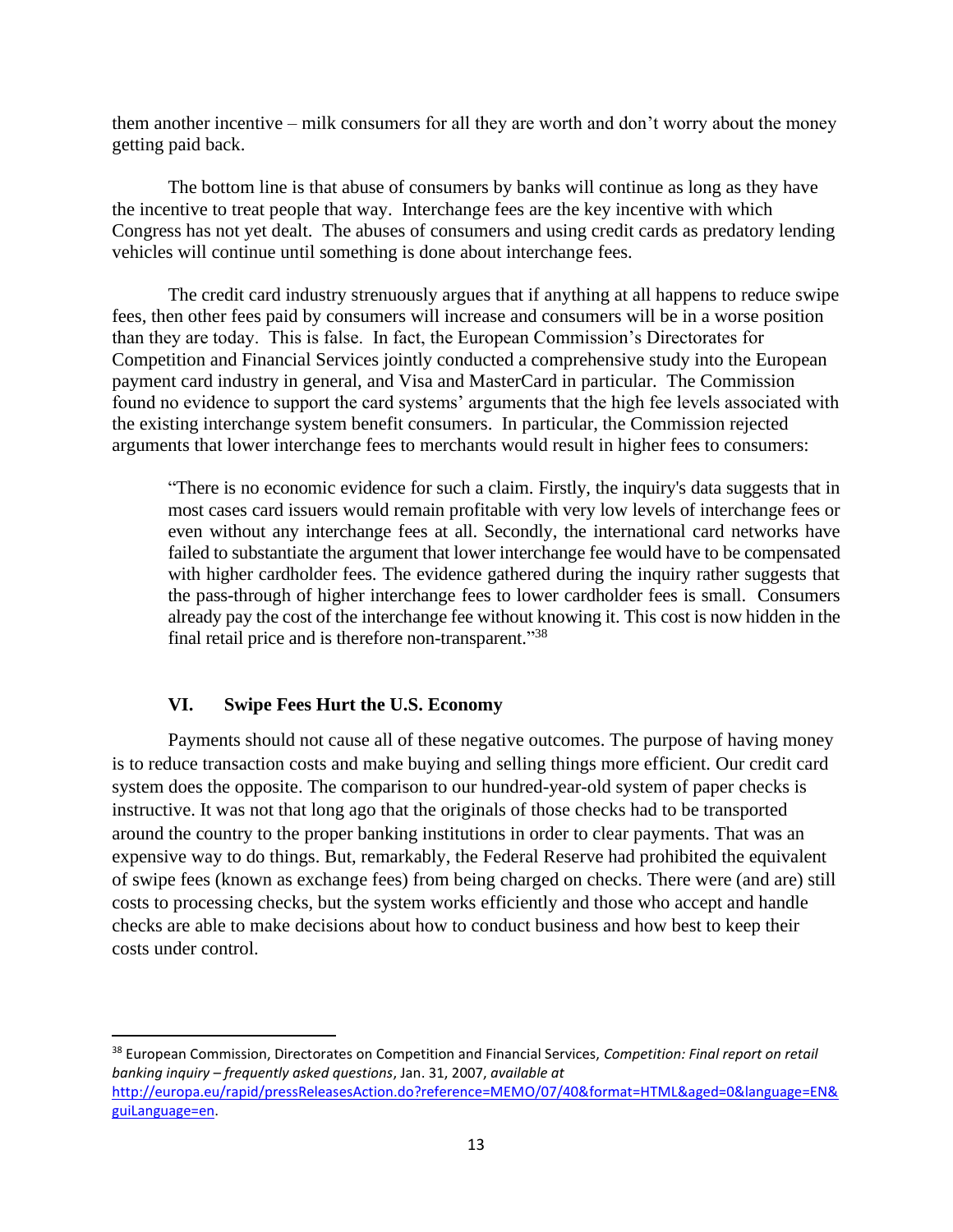them another incentive – milk consumers for all they are worth and don't worry about the money getting paid back.

The bottom line is that abuse of consumers by banks will continue as long as they have the incentive to treat people that way. Interchange fees are the key incentive with which Congress has not yet dealt. The abuses of consumers and using credit cards as predatory lending vehicles will continue until something is done about interchange fees.

The credit card industry strenuously argues that if anything at all happens to reduce swipe fees, then other fees paid by consumers will increase and consumers will be in a worse position than they are today. This is false. In fact, the European Commission's Directorates for Competition and Financial Services jointly conducted a comprehensive study into the European payment card industry in general, and Visa and MasterCard in particular. The Commission found no evidence to support the card systems' arguments that the high fee levels associated with the existing interchange system benefit consumers. In particular, the Commission rejected arguments that lower interchange fees to merchants would result in higher fees to consumers:

> "There is no economic evidence for such a claim. Firstly, the inquiry's data suggests that in most cases card issuers would remain profitable with very low levels of interchange fees or even without any interchange fees at all. Secondly, the international card networks have failed to substantiate the argument that lower interchange fee would have to be compensated with higher cardholder fees. The evidence gathered during the inquiry rather suggests that the pass-through of higher interchange fees to lower cardholder fees is small. Consumers already pay the cost of the interchange fee without knowing it. This cost is now hidden in the final retail price and is therefore non-transparent."[38]

## VI. Swipe Fees Hurt the U.S. Economy

Payments should not cause all of these negative outcomes. The purpose of having money is to reduce transaction costs and make buying and selling things more efficient. Our credit card system does the opposite. The comparison to our hundred-year-old system of paper checks is instructive. It was not that long ago that the originals of those checks had to be transported around the country to the proper banking institutions in order to clear payments. That was an expensive way to do things. But, remarkably, the Federal Reserve had prohibited the equivalent of swipe fees (known as exchange fees) from being charged on checks. There were (and are) still costs to processing checks, but the system works efficiently and those who accept and handle checks are able to make decisions about how to conduct business and how best to keep their costs under control.

---

[38] European Commission, Directorates on Competition and Financial Services, *Competition: Final report on retail banking inquiry – frequently asked questions*, Jan. 31, 2007, *available at* http://europa.eu/rapid/pressReleasesAction.do?reference=MEMO/07/40&format=HTML&aged=0&language=EN&guiLanguage=en.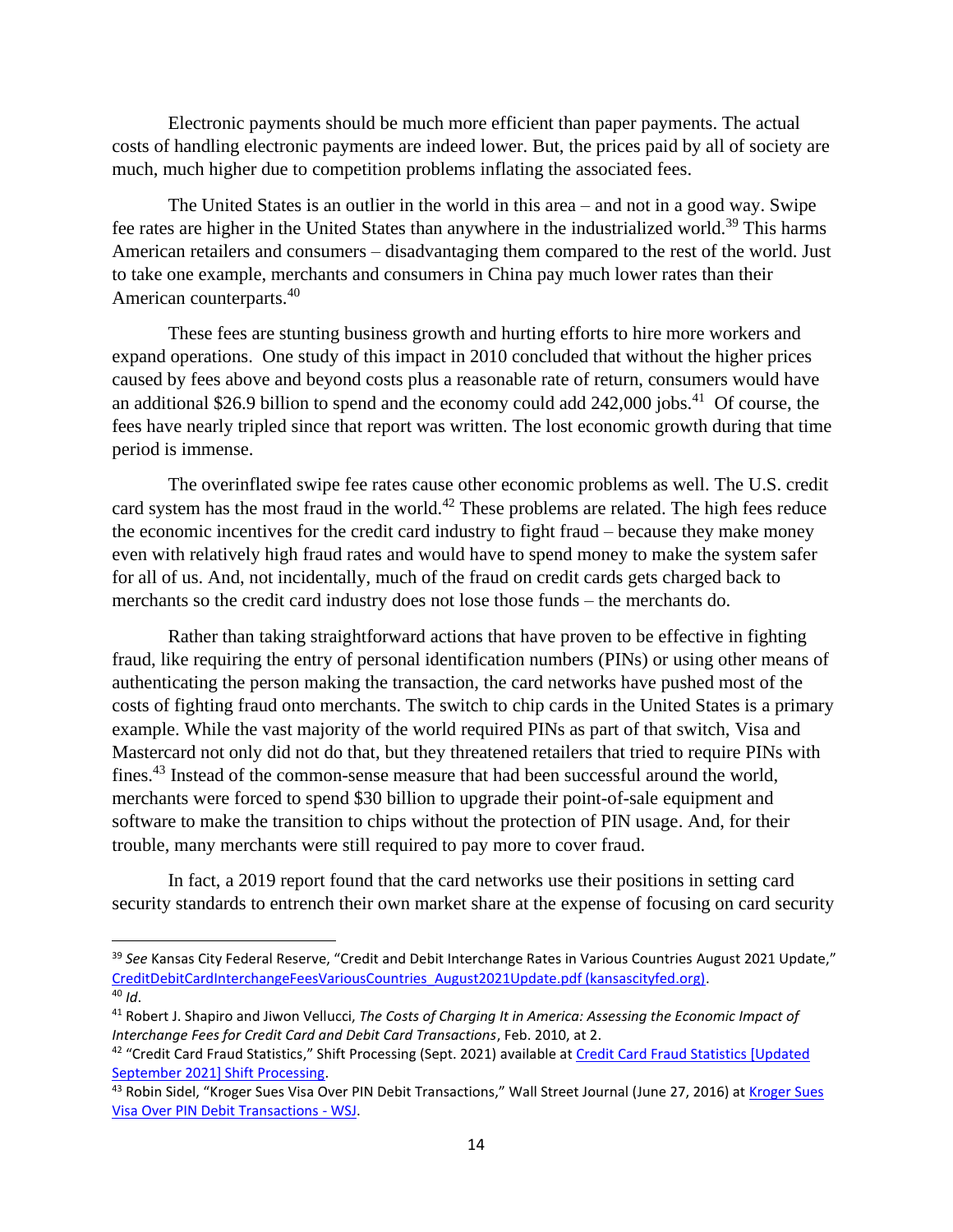Electronic payments should be much more efficient than paper payments. The actual costs of handling electronic payments are indeed lower. But, the prices paid by all of society are much, much higher due to competition problems inflating the associated fees.

The United States is an outlier in the world in this area – and not in a good way. Swipe fee rates are higher in the United States than anywhere in the industrialized world.[39] This harms American retailers and consumers – disadvantaging them compared to the rest of the world. Just to take one example, merchants and consumers in China pay much lower rates than their American counterparts.[40]

These fees are stunting business growth and hurting efforts to hire more workers and expand operations. One study of this impact in 2010 concluded that without the higher prices caused by fees above and beyond costs plus a reasonable rate of return, consumers would have an additional $26.9 billion to spend and the economy could add 242,000 jobs.[41] Of course, the fees have nearly tripled since that report was written. The lost economic growth during that time period is immense.

The overinflated swipe fee rates cause other economic problems as well. The U.S. credit card system has the most fraud in the world.[42] These problems are related. The high fees reduce the economic incentives for the credit card industry to fight fraud – because they make money even with relatively high fraud rates and would have to spend money to make the system safer for all of us. And, not incidentally, much of the fraud on credit cards gets charged back to merchants so the credit card industry does not lose those funds – the merchants do.

Rather than taking straightforward actions that have proven to be effective in fighting fraud, like requiring the entry of personal identification numbers (PINs) or using other means of authenticating the person making the transaction, the card networks have pushed most of the costs of fighting fraud onto merchants. The switch to chip cards in the United States is a primary example. While the vast majority of the world required PINs as part of that switch, Visa and Mastercard not only did not do that, but they threatened retailers that tried to require PINs with fines.[43] Instead of the common-sense measure that had been successful around the world, merchants were forced to spend $30 billion to upgrade their point-of-sale equipment and software to make the transition to chips without the protection of PIN usage. And, for their trouble, many merchants were still required to pay more to cover fraud.

In fact, a 2019 report found that the card networks use their positions in setting card security standards to entrench their own market share at the expense of focusing on card security

---

[39] *See* Kansas City Federal Reserve, "Credit and Debit Interchange Rates in Various Countries August 2021 Update," CreditDebitCardInterchangeFeesVariousCountries_August2021Update.pdf (kansascityfed.org).

[40] *Id*.

[41] Robert J. Shapiro and Jiwon Vellucci, *The Costs of Charging It in America: Assessing the Economic Impact of Interchange Fees for Credit Card and Debit Card Transactions*, Feb. 2010, at 2.

[42] "Credit Card Fraud Statistics," Shift Processing (Sept. 2021) available at Credit Card Fraud Statistics [Updated September 2021] Shift Processing.

[43] Robin Sidel, "Kroger Sues Visa Over PIN Debit Transactions," Wall Street Journal (June 27, 2016) at Kroger Sues Visa Over PIN Debit Transactions - WSJ.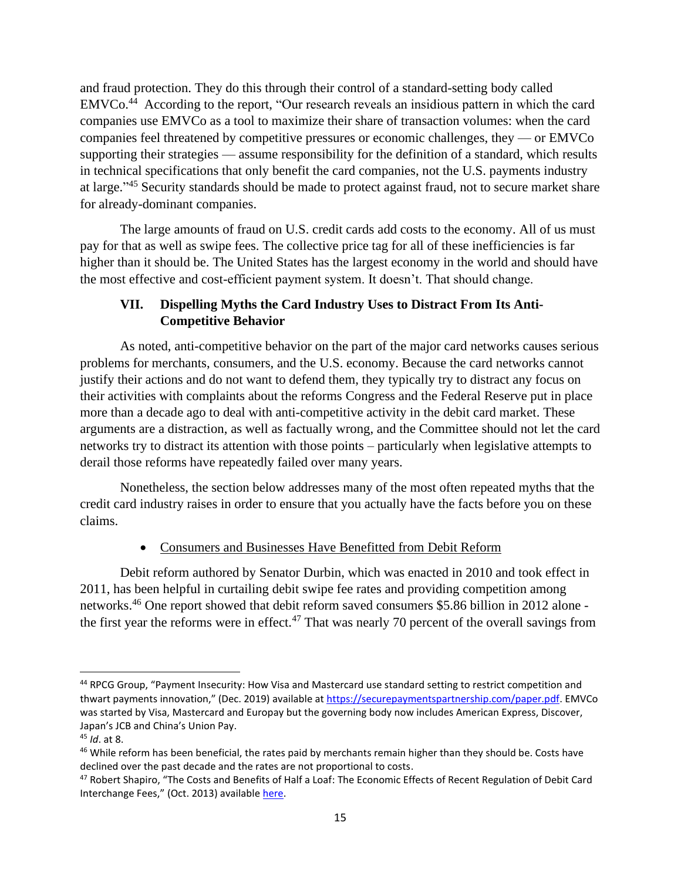and fraud protection. They do this through their control of a standard-setting body called EMVCo.[44] According to the report, "Our research reveals an insidious pattern in which the card companies use EMVCo as a tool to maximize their share of transaction volumes: when the card companies feel threatened by competitive pressures or economic challenges, they — or EMVCo supporting their strategies — assume responsibility for the definition of a standard, which results in technical specifications that only benefit the card companies, not the U.S. payments industry at large."[45] Security standards should be made to protect against fraud, not to secure market share for already-dominant companies.

The large amounts of fraud on U.S. credit cards add costs to the economy. All of us must pay for that as well as swipe fees. The collective price tag for all of these inefficiencies is far higher than it should be. The United States has the largest economy in the world and should have the most effective and cost-efficient payment system. It doesn't. That should change.

## VII. Dispelling Myths the Card Industry Uses to Distract From Its Anti-Competitive Behavior

As noted, anti-competitive behavior on the part of the major card networks causes serious problems for merchants, consumers, and the U.S. economy. Because the card networks cannot justify their actions and do not want to defend them, they typically try to distract any focus on their activities with complaints about the reforms Congress and the Federal Reserve put in place more than a decade ago to deal with anti-competitive activity in the debit card market. These arguments are a distraction, as well as factually wrong, and the Committee should not let the card networks try to distract its attention with those points – particularly when legislative attempts to derail those reforms have repeatedly failed over many years.

Nonetheless, the section below addresses many of the most often repeated myths that the credit card industry raises in order to ensure that you actually have the facts before you on these claims.

- <u>Consumers and Businesses Have Benefitted from Debit Reform</u>

Debit reform authored by Senator Durbin, which was enacted in 2010 and took effect in 2011, has been helpful in curtailing debit swipe fee rates and providing competition among networks.[46] One report showed that debit reform saved consumers $5.86 billion in 2012 alone - the first year the reforms were in effect.[47] That was nearly 70 percent of the overall savings from

---

[44] RPCG Group, "Payment Insecurity: How Visa and Mastercard use standard setting to restrict competition and thwart payments innovation," (Dec. 2019) available at https://securepaymentspartnership.com/paper.pdf. EMVCo was started by Visa, Mastercard and Europay but the governing body now includes American Express, Discover, Japan's JCB and China's Union Pay.

[45] *Id*. at 8.

[46] While reform has been beneficial, the rates paid by merchants remain higher than they should be. Costs have declined over the past decade and the rates are not proportional to costs.

[47] Robert Shapiro, "The Costs and Benefits of Half a Loaf: The Economic Effects of Recent Regulation of Debit Card Interchange Fees," (Oct. 2013) available here.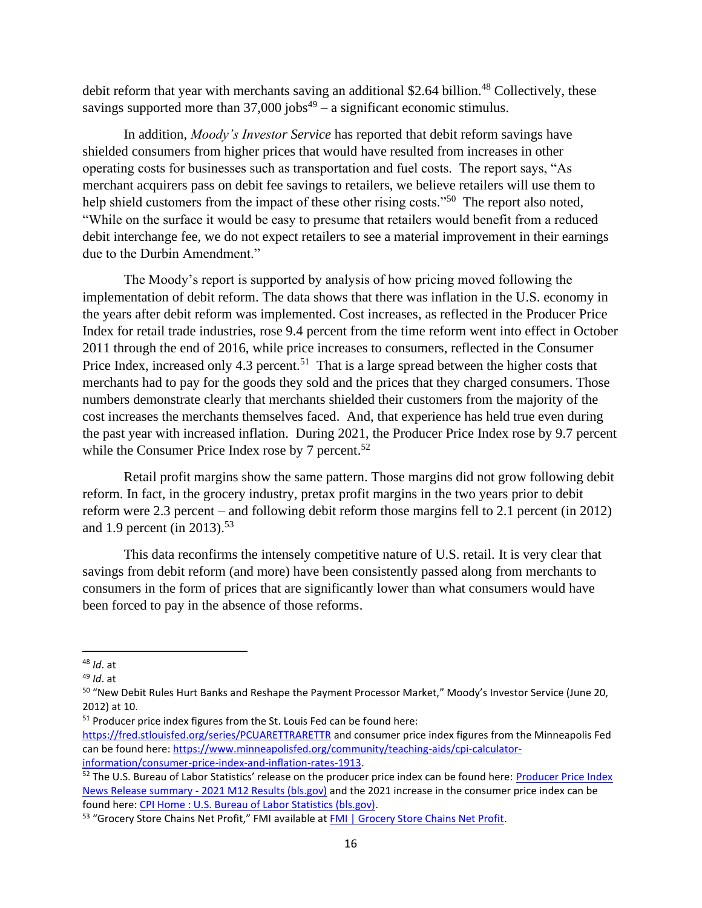debit reform that year with merchants saving an additional $2.64 billion.[48] Collectively, these savings supported more than 37,000 jobs[49] – a significant economic stimulus.

In addition, *Moody's Investor Service* has reported that debit reform savings have shielded consumers from higher prices that would have resulted from increases in other operating costs for businesses such as transportation and fuel costs. The report says, "As merchant acquirers pass on debit fee savings to retailers, we believe retailers will use them to help shield customers from the impact of these other rising costs."[50] The report also noted, "While on the surface it would be easy to presume that retailers would benefit from a reduced debit interchange fee, we do not expect retailers to see a material improvement in their earnings due to the Durbin Amendment."

The Moody's report is supported by analysis of how pricing moved following the implementation of debit reform. The data shows that there was inflation in the U.S. economy in the years after debit reform was implemented. Cost increases, as reflected in the Producer Price Index for retail trade industries, rose 9.4 percent from the time reform went into effect in October 2011 through the end of 2016, while price increases to consumers, reflected in the Consumer Price Index, increased only 4.3 percent.[51] That is a large spread between the higher costs that merchants had to pay for the goods they sold and the prices that they charged consumers. Those numbers demonstrate clearly that merchants shielded their customers from the majority of the cost increases the merchants themselves faced. And, that experience has held true even during the past year with increased inflation. During 2021, the Producer Price Index rose by 9.7 percent while the Consumer Price Index rose by 7 percent.[52]

Retail profit margins show the same pattern. Those margins did not grow following debit reform. In fact, in the grocery industry, pretax profit margins in the two years prior to debit reform were 2.3 percent – and following debit reform those margins fell to 2.1 percent (in 2012) and 1.9 percent (in 2013).[53]

This data reconfirms the intensely competitive nature of U.S. retail. It is very clear that savings from debit reform (and more) have been consistently passed along from merchants to consumers in the form of prices that are significantly lower than what consumers would have been forced to pay in the absence of those reforms.

---

[48] *Id*. at

[49] *Id*. at

[50] "New Debit Rules Hurt Banks and Reshape the Payment Processor Market," Moody's Investor Service (June 20, 2012) at 10.

[51] Producer price index figures from the St. Louis Fed can be found here: https://fred.stlouisfed.org/series/PCUARETTRARETTR and consumer price index figures from the Minneapolis Fed can be found here: https://www.minneapolisfed.org/community/teaching-aids/cpi-calculator-information/consumer-price-index-and-inflation-rates-1913.

[52] The U.S. Bureau of Labor Statistics' release on the producer price index can be found here: Producer Price Index News Release summary - 2021 M12 Results (bls.gov) and the 2021 increase in the consumer price index can be found here: CPI Home : U.S. Bureau of Labor Statistics (bls.gov).

[53] "Grocery Store Chains Net Profit," FMI available at FMI | Grocery Store Chains Net Profit.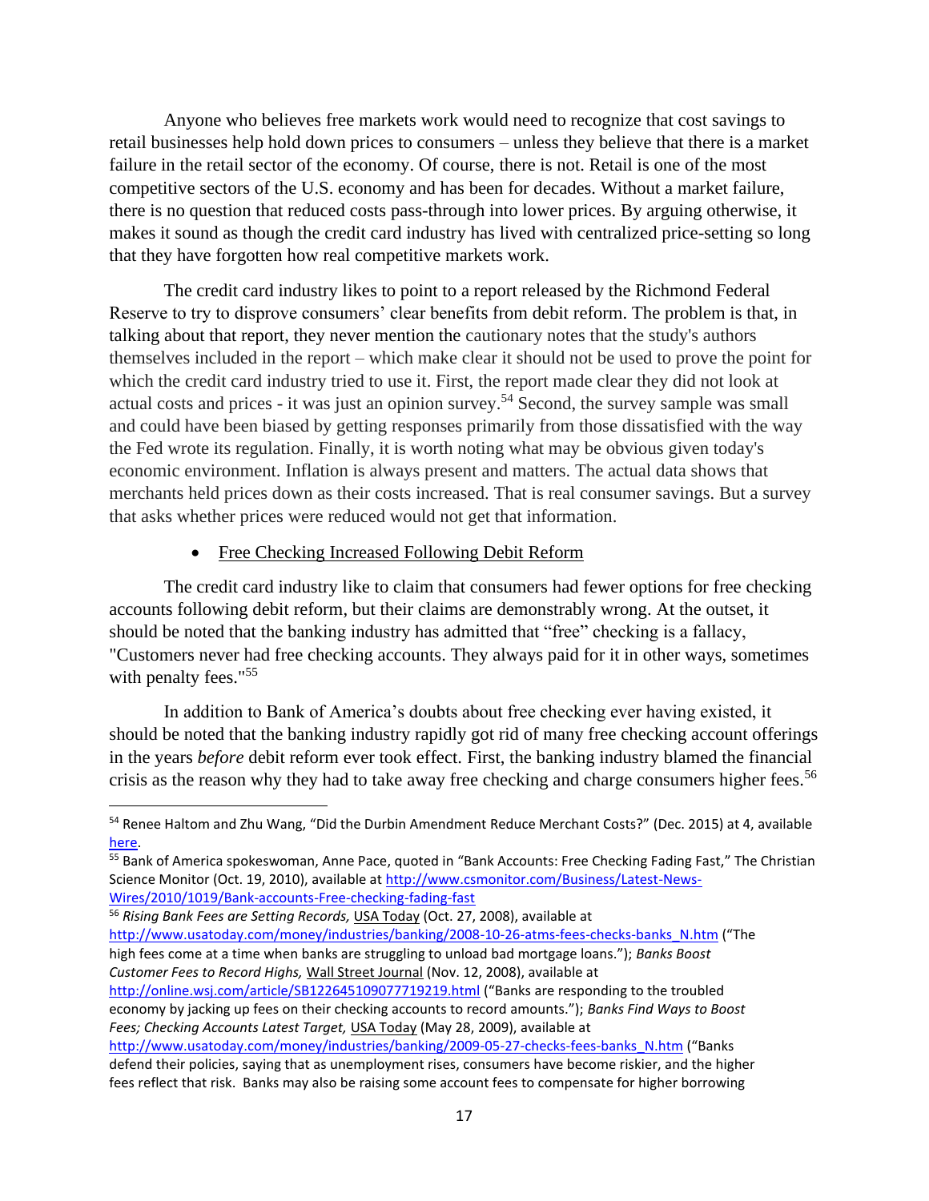Anyone who believes free markets work would need to recognize that cost savings to retail businesses help hold down prices to consumers – unless they believe that there is a market failure in the retail sector of the economy. Of course, there is not. Retail is one of the most competitive sectors of the U.S. economy and has been for decades. Without a market failure, there is no question that reduced costs pass-through into lower prices. By arguing otherwise, it makes it sound as though the credit card industry has lived with centralized price-setting so long that they have forgotten how real competitive markets work.

The credit card industry likes to point to a report released by the Richmond Federal Reserve to try to disprove consumers' clear benefits from debit reform. The problem is that, in talking about that report, they never mention the cautionary notes that the study's authors themselves included in the report – which make clear it should not be used to prove the point for which the credit card industry tried to use it. First, the report made clear they did not look at actual costs and prices - it was just an opinion survey.[54] Second, the survey sample was small and could have been biased by getting responses primarily from those dissatisfied with the way the Fed wrote its regulation. Finally, it is worth noting what may be obvious given today's economic environment. Inflation is always present and matters. The actual data shows that merchants held prices down as their costs increased. That is real consumer savings. But a survey that asks whether prices were reduced would not get that information.

- Free Checking Increased Following Debit Reform

The credit card industry like to claim that consumers had fewer options for free checking accounts following debit reform, but their claims are demonstrably wrong. At the outset, it should be noted that the banking industry has admitted that "free" checking is a fallacy, "Customers never had free checking accounts. They always paid for it in other ways, sometimes with penalty fees."[55]

In addition to Bank of America's doubts about free checking ever having existed, it should be noted that the banking industry rapidly got rid of many free checking account offerings in the years *before* debit reform ever took effect. First, the banking industry blamed the financial crisis as the reason why they had to take away free checking and charge consumers higher fees.[56]

---

[54] Renee Haltom and Zhu Wang, "Did the Durbin Amendment Reduce Merchant Costs?" (Dec. 2015) at 4, available here.

[55] Bank of America spokeswoman, Anne Pace, quoted in "Bank Accounts: Free Checking Fading Fast," The Christian Science Monitor (Oct. 19, 2010), available at http://www.csmonitor.com/Business/Latest-News-Wires/2010/1019/Bank-accounts-Free-checking-fading-fast

[56] *Rising Bank Fees are Setting Records,* USA Today (Oct. 27, 2008), available at http://www.usatoday.com/money/industries/banking/2008-10-26-atms-fees-checks-banks_N.htm ("The high fees come at a time when banks are struggling to unload bad mortgage loans."); *Banks Boost Customer Fees to Record Highs,* Wall Street Journal (Nov. 12, 2008), available at http://online.wsj.com/article/SB122645109077719219.html ("Banks are responding to the troubled economy by jacking up fees on their checking accounts to record amounts."); *Banks Find Ways to Boost Fees; Checking Accounts Latest Target,* USA Today (May 28, 2009), available at http://www.usatoday.com/money/industries/banking/2009-05-27-checks-fees-banks_N.htm ("Banks defend their policies, saying that as unemployment rises, consumers have become riskier, and the higher fees reflect that risk. Banks may also be raising some account fees to compensate for higher borrowing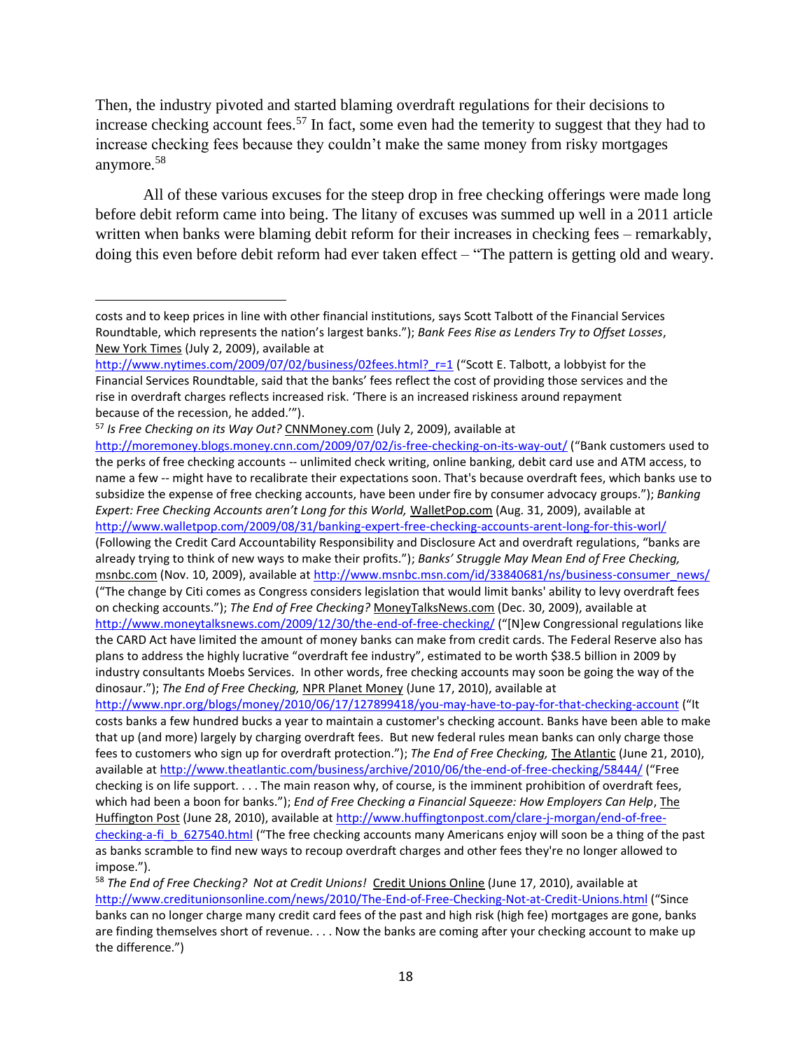Then, the industry pivoted and started blaming overdraft regulations for their decisions to increase checking account fees.[57] In fact, some even had the temerity to suggest that they had to increase checking fees because they couldn't make the same money from risky mortgages anymore.[58]

All of these various excuses for the steep drop in free checking offerings were made long before debit reform came into being. The litany of excuses was summed up well in a 2011 article written when banks were blaming debit reform for their increases in checking fees – remarkably, doing this even before debit reform had ever taken effect – "The pattern is getting old and weary.

---

costs and to keep prices in line with other financial institutions, says Scott Talbott of the Financial Services Roundtable, which represents the nation's largest banks."); *Bank Fees Rise as Lenders Try to Offset Losses*, New York Times (July 2, 2009), available at http://www.nytimes.com/2009/07/02/business/02fees.html?_r=1 ("Scott E. Talbott, a lobbyist for the Financial Services Roundtable, said that the banks' fees reflect the cost of providing those services and the rise in overdraft charges reflects increased risk. 'There is an increased riskiness around repayment because of the recession, he added.'").

[57] *Is Free Checking on its Way Out?* CNNMoney.com (July 2, 2009), available at http://moremoney.blogs.money.cnn.com/2009/07/02/is-free-checking-on-its-way-out/ ("Bank customers used to the perks of free checking accounts -- unlimited check writing, online banking, debit card use and ATM access, to name a few -- might have to recalibrate their expectations soon. That's because overdraft fees, which banks use to subsidize the expense of free checking accounts, have been under fire by consumer advocacy groups."); *Banking Expert: Free Checking Accounts aren't Long for this World,* WalletPop.com (Aug. 31, 2009), available at http://www.walletpop.com/2009/08/31/banking-expert-free-checking-accounts-arent-long-for-this-worl/ (Following the Credit Card Accountability Responsibility and Disclosure Act and overdraft regulations, "banks are already trying to think of new ways to make their profits."); *Banks' Struggle May Mean End of Free Checking,* msnbc.com (Nov. 10, 2009), available at http://www.msnbc.msn.com/id/33840681/ns/business-consumer_news/ ("The change by Citi comes as Congress considers legislation that would limit banks' ability to levy overdraft fees on checking accounts."); *The End of Free Checking?* MoneyTalksNews.com (Dec. 30, 2009), available at http://www.moneytalksnews.com/2009/12/30/the-end-of-free-checking/ ("[N]ew Congressional regulations like the CARD Act have limited the amount of money banks can make from credit cards. The Federal Reserve also has plans to address the highly lucrative "overdraft fee industry", estimated to be worth $38.5 billion in 2009 by industry consultants Moebs Services. In other words, free checking accounts may soon be going the way of the dinosaur."); *The End of Free Checking,* NPR Planet Money (June 17, 2010), available at http://www.npr.org/blogs/money/2010/06/17/127899418/you-may-have-to-pay-for-that-checking-account ("It costs banks a few hundred bucks a year to maintain a customer's checking account. Banks have been able to make that up (and more) largely by charging overdraft fees. But new federal rules mean banks can only charge those fees to customers who sign up for overdraft protection."); *The End of Free Checking,* The Atlantic (June 21, 2010), available at http://www.theatlantic.com/business/archive/2010/06/the-end-of-free-checking/58444/ ("Free checking is on life support. . . . The main reason why, of course, is the imminent prohibition of overdraft fees, which had been a boon for banks."); *End of Free Checking a Financial Squeeze: How Employers Can Help*, The Huffington Post (June 28, 2010), available at http://www.huffingtonpost.com/clare-j-morgan/end-of-free-checking-a-fi_b_627540.html ("The free checking accounts many Americans enjoy will soon be a thing of the past as banks scramble to find new ways to recoup overdraft charges and other fees they're no longer allowed to impose.").

[58] *The End of Free Checking? Not at Credit Unions!* Credit Unions Online (June 17, 2010), available at http://www.creditunionsonline.com/news/2010/The-End-of-Free-Checking-Not-at-Credit-Unions.html ("Since banks can no longer charge many credit card fees of the past and high risk (high fee) mortgages are gone, banks are finding themselves short of revenue. . . . Now the banks are coming after your checking account to make up the difference.")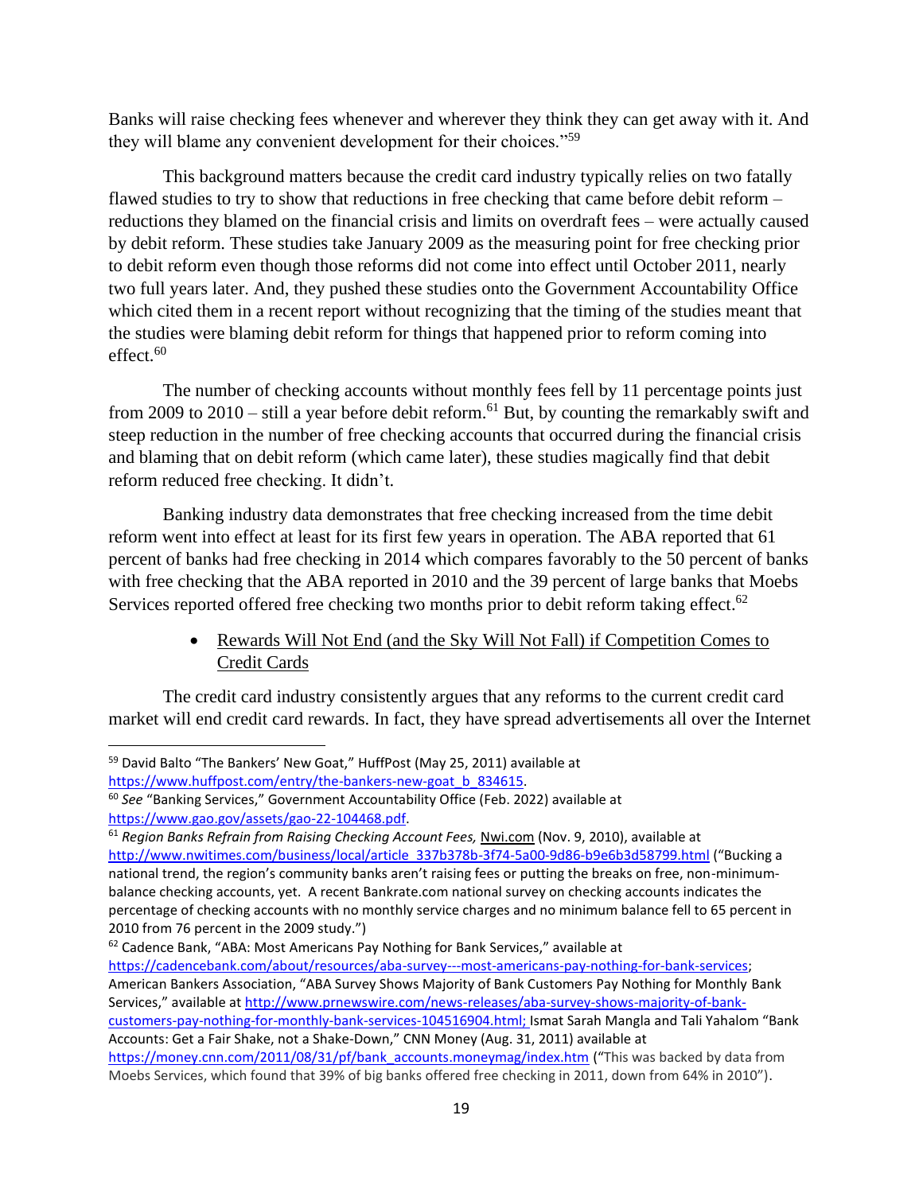Banks will raise checking fees whenever and wherever they think they can get away with it. And they will blame any convenient development for their choices."[59]

This background matters because the credit card industry typically relies on two fatally flawed studies to try to show that reductions in free checking that came before debit reform – reductions they blamed on the financial crisis and limits on overdraft fees – were actually caused by debit reform. These studies take January 2009 as the measuring point for free checking prior to debit reform even though those reforms did not come into effect until October 2011, nearly two full years later. And, they pushed these studies onto the Government Accountability Office which cited them in a recent report without recognizing that the timing of the studies meant that the studies were blaming debit reform for things that happened prior to reform coming into effect.[60]

The number of checking accounts without monthly fees fell by 11 percentage points just from 2009 to 2010 – still a year before debit reform.[61] But, by counting the remarkably swift and steep reduction in the number of free checking accounts that occurred during the financial crisis and blaming that on debit reform (which came later), these studies magically find that debit reform reduced free checking. It didn't.

Banking industry data demonstrates that free checking increased from the time debit reform went into effect at least for its first few years in operation. The ABA reported that 61 percent of banks had free checking in 2014 which compares favorably to the 50 percent of banks with free checking that the ABA reported in 2010 and the 39 percent of large banks that Moebs Services reported offered free checking two months prior to debit reform taking effect.[62]

- <u>Rewards Will Not End (and the Sky Will Not Fall) if Competition Comes to Credit Cards</u>

The credit card industry consistently argues that any reforms to the current credit card market will end credit card rewards. In fact, they have spread advertisements all over the Internet

---

[59] David Balto "The Bankers' New Goat," HuffPost (May 25, 2011) available at https://www.huffpost.com/entry/the-bankers-new-goat_b_834615.

[60] *See* "Banking Services," Government Accountability Office (Feb. 2022) available at https://www.gao.gov/assets/gao-22-104468.pdf.

[61] *Region Banks Refrain from Raising Checking Account Fees,* Nwi.com (Nov. 9, 2010), available at http://www.nwitimes.com/business/local/article_337b378b-3f74-5a00-9d86-b9e6b3d58799.html ("Bucking a national trend, the region's community banks aren't raising fees or putting the breaks on free, non-minimum-balance checking accounts, yet. A recent Bankrate.com national survey on checking accounts indicates the percentage of checking accounts with no monthly service charges and no minimum balance fell to 65 percent in 2010 from 76 percent in the 2009 study.")

[62] Cadence Bank, "ABA: Most Americans Pay Nothing for Bank Services," available at https://cadencebank.com/about/resources/aba-survey---most-americans-pay-nothing-for-bank-services; American Bankers Association, "ABA Survey Shows Majority of Bank Customers Pay Nothing for Monthly Bank Services," available at http://www.prnewswire.com/news-releases/aba-survey-shows-majority-of-bank-customers-pay-nothing-for-monthly-bank-services-104516904.html; Ismat Sarah Mangla and Tali Yahalom "Bank Accounts: Get a Fair Shake, not a Shake-Down," CNN Money (Aug. 31, 2011) available at https://money.cnn.com/2011/08/31/pf/bank_accounts.moneymag/index.htm ("This was backed by data from Moebs Services, which found that 39% of big banks offered free checking in 2011, down from 64% in 2010").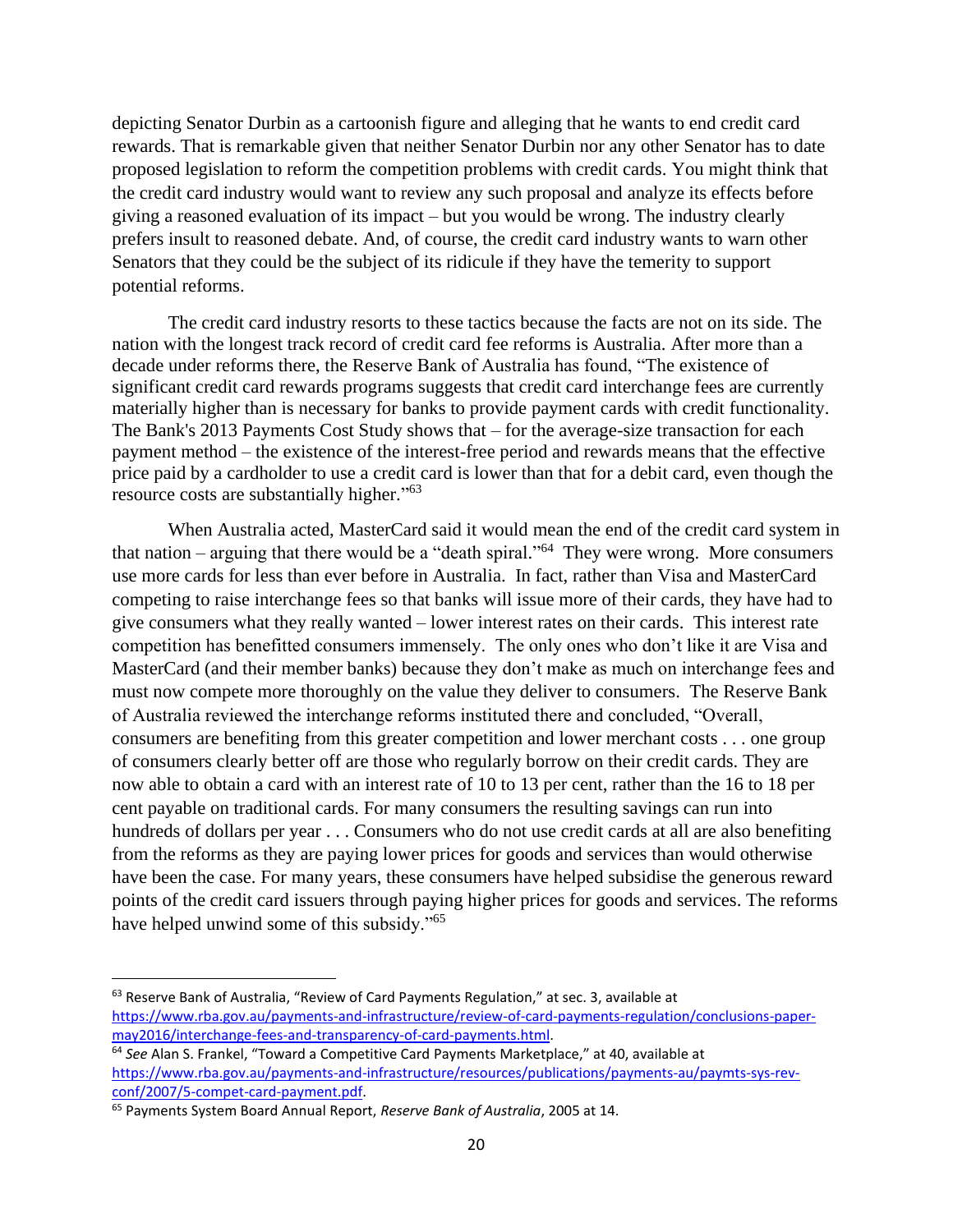depicting Senator Durbin as a cartoonish figure and alleging that he wants to end credit card rewards. That is remarkable given that neither Senator Durbin nor any other Senator has to date proposed legislation to reform the competition problems with credit cards. You might think that the credit card industry would want to review any such proposal and analyze its effects before giving a reasoned evaluation of its impact – but you would be wrong. The industry clearly prefers insult to reasoned debate. And, of course, the credit card industry wants to warn other Senators that they could be the subject of its ridicule if they have the temerity to support potential reforms.

The credit card industry resorts to these tactics because the facts are not on its side. The nation with the longest track record of credit card fee reforms is Australia. After more than a decade under reforms there, the Reserve Bank of Australia has found, "The existence of significant credit card rewards programs suggests that credit card interchange fees are currently materially higher than is necessary for banks to provide payment cards with credit functionality. The Bank's 2013 Payments Cost Study shows that – for the average-size transaction for each payment method – the existence of the interest-free period and rewards means that the effective price paid by a cardholder to use a credit card is lower than that for a debit card, even though the resource costs are substantially higher."[63]

When Australia acted, MasterCard said it would mean the end of the credit card system in that nation – arguing that there would be a "death spiral."[64] They were wrong. More consumers use more cards for less than ever before in Australia. In fact, rather than Visa and MasterCard competing to raise interchange fees so that banks will issue more of their cards, they have had to give consumers what they really wanted – lower interest rates on their cards. This interest rate competition has benefitted consumers immensely. The only ones who don't like it are Visa and MasterCard (and their member banks) because they don't make as much on interchange fees and must now compete more thoroughly on the value they deliver to consumers. The Reserve Bank of Australia reviewed the interchange reforms instituted there and concluded, "Overall, consumers are benefiting from this greater competition and lower merchant costs . . . one group of consumers clearly better off are those who regularly borrow on their credit cards. They are now able to obtain a card with an interest rate of 10 to 13 per cent, rather than the 16 to 18 per cent payable on traditional cards. For many consumers the resulting savings can run into hundreds of dollars per year . . . Consumers who do not use credit cards at all are also benefiting from the reforms as they are paying lower prices for goods and services than would otherwise have been the case. For many years, these consumers have helped subsidise the generous reward points of the credit card issuers through paying higher prices for goods and services. The reforms have helped unwind some of this subsidy."[65]

---

[63] Reserve Bank of Australia, "Review of Card Payments Regulation," at sec. 3, available at https://www.rba.gov.au/payments-and-infrastructure/review-of-card-payments-regulation/conclusions-paper-may2016/interchange-fees-and-transparency-of-card-payments.html.

[64] *See* Alan S. Frankel, "Toward a Competitive Card Payments Marketplace," at 40, available at https://www.rba.gov.au/payments-and-infrastructure/resources/publications/payments-au/paymts-sys-rev-conf/2007/5-compet-card-payment.pdf.

[65] Payments System Board Annual Report, *Reserve Bank of Australia*, 2005 at 14.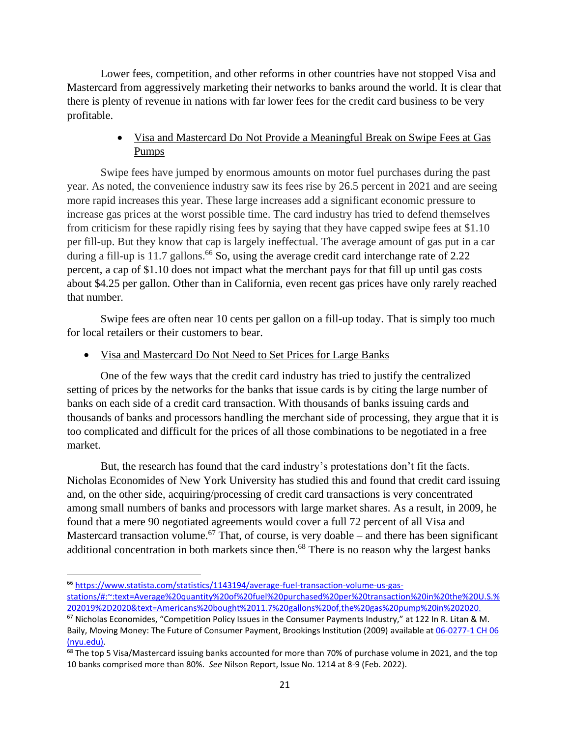Lower fees, competition, and other reforms in other countries have not stopped Visa and Mastercard from aggressively marketing their networks to banks around the world. It is clear that there is plenty of revenue in nations with far lower fees for the credit card business to be very profitable.

- Visa and Mastercard Do Not Provide a Meaningful Break on Swipe Fees at Gas Pumps

Swipe fees have jumped by enormous amounts on motor fuel purchases during the past year. As noted, the convenience industry saw its fees rise by 26.5 percent in 2021 and are seeing more rapid increases this year. These large increases add a significant economic pressure to increase gas prices at the worst possible time. The card industry has tried to defend themselves from criticism for these rapidly rising fees by saying that they have capped swipe fees at $1.10 per fill-up. But they know that cap is largely ineffectual. The average amount of gas put in a car during a fill-up is 11.7 gallons.[66] So, using the average credit card interchange rate of 2.22 percent, a cap of $1.10 does not impact what the merchant pays for that fill up until gas costs about $4.25 per gallon. Other than in California, even recent gas prices have only rarely reached that number.

Swipe fees are often near 10 cents per gallon on a fill-up today. That is simply too much for local retailers or their customers to bear.

- Visa and Mastercard Do Not Need to Set Prices for Large Banks

One of the few ways that the credit card industry has tried to justify the centralized setting of prices by the networks for the banks that issue cards is by citing the large number of banks on each side of a credit card transaction. With thousands of banks issuing cards and thousands of banks and processors handling the merchant side of processing, they argue that it is too complicated and difficult for the prices of all those combinations to be negotiated in a free market.

But, the research has found that the card industry's protestations don't fit the facts. Nicholas Economides of New York University has studied this and found that credit card issuing and, on the other side, acquiring/processing of credit card transactions is very concentrated among small numbers of banks and processors with large market shares. As a result, in 2009, he found that a mere 90 negotiated agreements would cover a full 72 percent of all Visa and Mastercard transaction volume.[67] That, of course, is very doable – and there has been significant additional concentration in both markets since then.[68] There is no reason why the largest banks

---

[66] https://www.statista.com/statistics/1143194/average-fuel-transaction-volume-us-gas-stations/#:~:text=Average%20quantity%20of%20fuel%20purchased%20per%20transaction%20in%20the%20U.S.%202019%2D2020&text=Americans%20bought%2011.7%20gallons%20of,the%20gas%20pump%20in%202020.

[67] Nicholas Economides, "Competition Policy Issues in the Consumer Payments Industry," at 122 In R. Litan & M. Baily, Moving Money: The Future of Consumer Payment, Brookings Institution (2009) available at 06-0277-1 CH 06 (nyu.edu).

[68] The top 5 Visa/Mastercard issuing banks accounted for more than 70% of purchase volume in 2021, and the top 10 banks comprised more than 80%. *See* Nilson Report, Issue No. 1214 at 8-9 (Feb. 2022).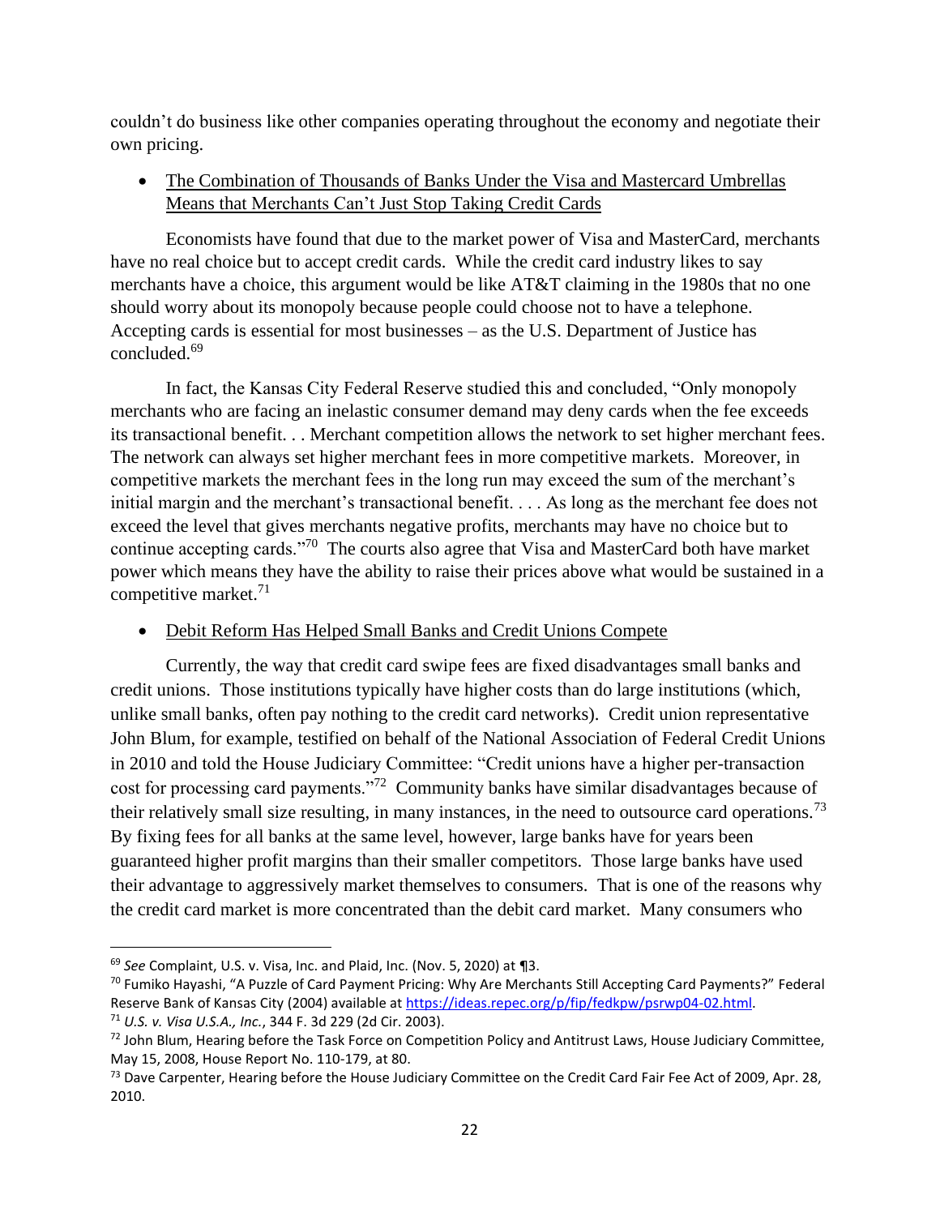couldn't do business like other companies operating throughout the economy and negotiate their own pricing.

- <u>The Combination of Thousands of Banks Under the Visa and Mastercard Umbrellas Means that Merchants Can't Just Stop Taking Credit Cards</u>

Economists have found that due to the market power of Visa and MasterCard, merchants have no real choice but to accept credit cards. While the credit card industry likes to say merchants have a choice, this argument would be like AT&T claiming in the 1980s that no one should worry about its monopoly because people could choose not to have a telephone. Accepting cards is essential for most businesses – as the U.S. Department of Justice has concluded.[69]

In fact, the Kansas City Federal Reserve studied this and concluded, "Only monopoly merchants who are facing an inelastic consumer demand may deny cards when the fee exceeds its transactional benefit. . . Merchant competition allows the network to set higher merchant fees. The network can always set higher merchant fees in more competitive markets. Moreover, in competitive markets the merchant fees in the long run may exceed the sum of the merchant's initial margin and the merchant's transactional benefit. . . . As long as the merchant fee does not exceed the level that gives merchants negative profits, merchants may have no choice but to continue accepting cards."[70] The courts also agree that Visa and MasterCard both have market power which means they have the ability to raise their prices above what would be sustained in a competitive market.[71]

- <u>Debit Reform Has Helped Small Banks and Credit Unions Compete</u>

Currently, the way that credit card swipe fees are fixed disadvantages small banks and credit unions. Those institutions typically have higher costs than do large institutions (which, unlike small banks, often pay nothing to the credit card networks). Credit union representative John Blum, for example, testified on behalf of the National Association of Federal Credit Unions in 2010 and told the House Judiciary Committee: "Credit unions have a higher per-transaction cost for processing card payments."[72] Community banks have similar disadvantages because of their relatively small size resulting, in many instances, in the need to outsource card operations.[73] By fixing fees for all banks at the same level, however, large banks have for years been guaranteed higher profit margins than their smaller competitors. Those large banks have used their advantage to aggressively market themselves to consumers. That is one of the reasons why the credit card market is more concentrated than the debit card market. Many consumers who

---

[69] *See* Complaint, U.S. v. Visa, Inc. and Plaid, Inc. (Nov. 5, 2020) at ¶3.

[70] Fumiko Hayashi, "A Puzzle of Card Payment Pricing: Why Are Merchants Still Accepting Card Payments?" Federal Reserve Bank of Kansas City (2004) available at https://ideas.repec.org/p/fip/fedkpw/psrwp04-02.html.

[71] *U.S. v. Visa U.S.A., Inc.*, 344 F. 3d 229 (2d Cir. 2003).

[72] John Blum, Hearing before the Task Force on Competition Policy and Antitrust Laws, House Judiciary Committee, May 15, 2008, House Report No. 110-179, at 80.

[73] Dave Carpenter, Hearing before the House Judiciary Committee on the Credit Card Fair Fee Act of 2009, Apr. 28, 2010.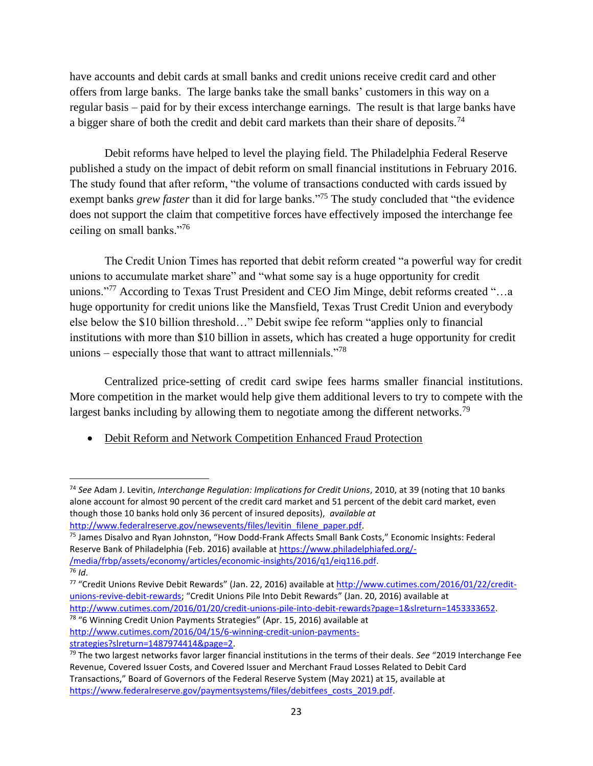have accounts and debit cards at small banks and credit unions receive credit card and other offers from large banks. The large banks take the small banks' customers in this way on a regular basis – paid for by their excess interchange earnings. The result is that large banks have a bigger share of both the credit and debit card markets than their share of deposits.[74]

Debit reforms have helped to level the playing field. The Philadelphia Federal Reserve published a study on the impact of debit reform on small financial institutions in February 2016. The study found that after reform, "the volume of transactions conducted with cards issued by exempt banks *grew faster* than it did for large banks."[75] The study concluded that "the evidence does not support the claim that competitive forces have effectively imposed the interchange fee ceiling on small banks."[76]

The Credit Union Times has reported that debit reform created "a powerful way for credit unions to accumulate market share" and "what some say is a huge opportunity for credit unions."[77] According to Texas Trust President and CEO Jim Minge, debit reforms created "…a huge opportunity for credit unions like the Mansfield, Texas Trust Credit Union and everybody else below the $10 billion threshold…" Debit swipe fee reform "applies only to financial institutions with more than $10 billion in assets, which has created a huge opportunity for credit unions – especially those that want to attract millennials."[78]

Centralized price-setting of credit card swipe fees harms smaller financial institutions. More competition in the market would help give them additional levers to try to compete with the largest banks including by allowing them to negotiate among the different networks.[79]

- <u>Debit Reform and Network Competition Enhanced Fraud Protection</u>

---

[74] *See* Adam J. Levitin, *Interchange Regulation: Implications for Credit Unions*, 2010, at 39 (noting that 10 banks alone account for almost 90 percent of the credit card market and 51 percent of the debit card market, even though those 10 banks hold only 36 percent of insured deposits), *available at* http://www.federalreserve.gov/newsevents/files/levitin_filene_paper.pdf.

[75] James Disalvo and Ryan Johnston, "How Dodd-Frank Affects Small Bank Costs," Economic Insights: Federal Reserve Bank of Philadelphia (Feb. 2016) available at https://www.philadelphiafed.org/-/media/frbp/assets/economy/articles/economic-insights/2016/q1/eiq116.pdf.

[76] *Id*.

[77] "Credit Unions Revive Debit Rewards" (Jan. 22, 2016) available at http://www.cutimes.com/2016/01/22/credit-unions-revive-debit-rewards; "Credit Unions Pile Into Debit Rewards" (Jan. 20, 2016) available at http://www.cutimes.com/2016/01/20/credit-unions-pile-into-debit-rewards?page=1&slreturn=1453333652.

[78] "6 Winning Credit Union Payments Strategies" (Apr. 15, 2016) available at http://www.cutimes.com/2016/04/15/6-winning-credit-union-payments-strategies?slreturn=1487974414&page=2.

[79] The two largest networks favor larger financial institutions in the terms of their deals. *See* "2019 Interchange Fee Revenue, Covered Issuer Costs, and Covered Issuer and Merchant Fraud Losses Related to Debit Card Transactions," Board of Governors of the Federal Reserve System (May 2021) at 15, available at https://www.federalreserve.gov/paymentsystems/files/debitfees_costs_2019.pdf.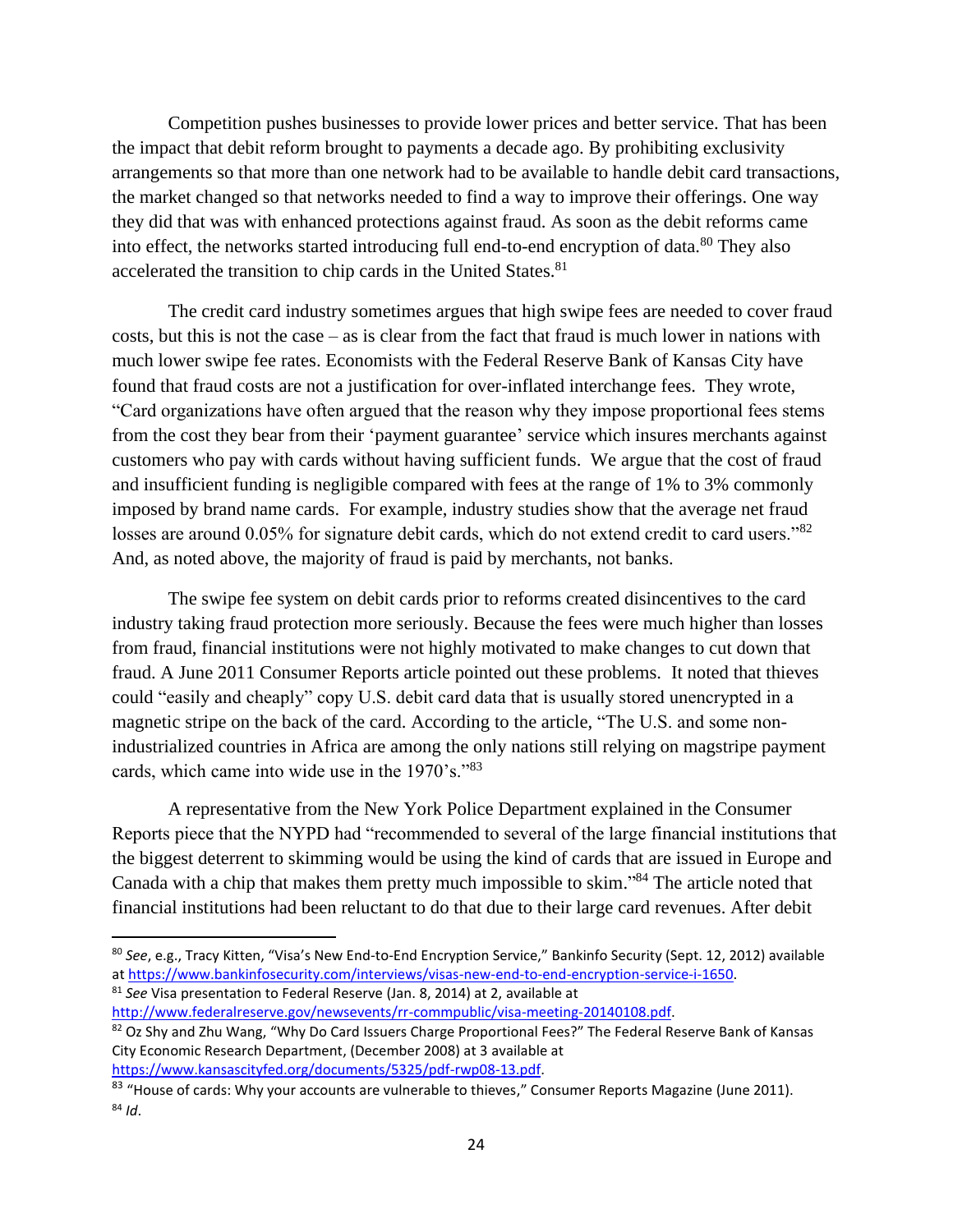Competition pushes businesses to provide lower prices and better service. That has been the impact that debit reform brought to payments a decade ago. By prohibiting exclusivity arrangements so that more than one network had to be available to handle debit card transactions, the market changed so that networks needed to find a way to improve their offerings. One way they did that was with enhanced protections against fraud. As soon as the debit reforms came into effect, the networks started introducing full end-to-end encryption of data.[80] They also accelerated the transition to chip cards in the United States.[81]

The credit card industry sometimes argues that high swipe fees are needed to cover fraud costs, but this is not the case – as is clear from the fact that fraud is much lower in nations with much lower swipe fee rates. Economists with the Federal Reserve Bank of Kansas City have found that fraud costs are not a justification for over-inflated interchange fees. They wrote, "Card organizations have often argued that the reason why they impose proportional fees stems from the cost they bear from their 'payment guarantee' service which insures merchants against customers who pay with cards without having sufficient funds. We argue that the cost of fraud and insufficient funding is negligible compared with fees at the range of 1% to 3% commonly imposed by brand name cards. For example, industry studies show that the average net fraud losses are around 0.05% for signature debit cards, which do not extend credit to card users."[82] And, as noted above, the majority of fraud is paid by merchants, not banks.

The swipe fee system on debit cards prior to reforms created disincentives to the card industry taking fraud protection more seriously. Because the fees were much higher than losses from fraud, financial institutions were not highly motivated to make changes to cut down that fraud. A June 2011 Consumer Reports article pointed out these problems. It noted that thieves could "easily and cheaply" copy U.S. debit card data that is usually stored unencrypted in a magnetic stripe on the back of the card. According to the article, "The U.S. and some non-industrialized countries in Africa are among the only nations still relying on magstripe payment cards, which came into wide use in the 1970's."[83]

A representative from the New York Police Department explained in the Consumer Reports piece that the NYPD had "recommended to several of the large financial institutions that the biggest deterrent to skimming would be using the kind of cards that are issued in Europe and Canada with a chip that makes them pretty much impossible to skim."[84] The article noted that financial institutions had been reluctant to do that due to their large card revenues. After debit

---

[80] *See*, e.g., Tracy Kitten, "Visa's New End-to-End Encryption Service," Bankinfo Security (Sept. 12, 2012) available at https://www.bankinfosecurity.com/interviews/visas-new-end-to-end-encryption-service-i-1650.

[81] *See* Visa presentation to Federal Reserve (Jan. 8, 2014) at 2, available at http://www.federalreserve.gov/newsevents/rr-commpublic/visa-meeting-20140108.pdf.

[82] Oz Shy and Zhu Wang, "Why Do Card Issuers Charge Proportional Fees?" The Federal Reserve Bank of Kansas City Economic Research Department, (December 2008) at 3 available at https://www.kansascityfed.org/documents/5325/pdf-rwp08-13.pdf.

[83] "House of cards: Why your accounts are vulnerable to thieves," Consumer Reports Magazine (June 2011).

[84] *Id*.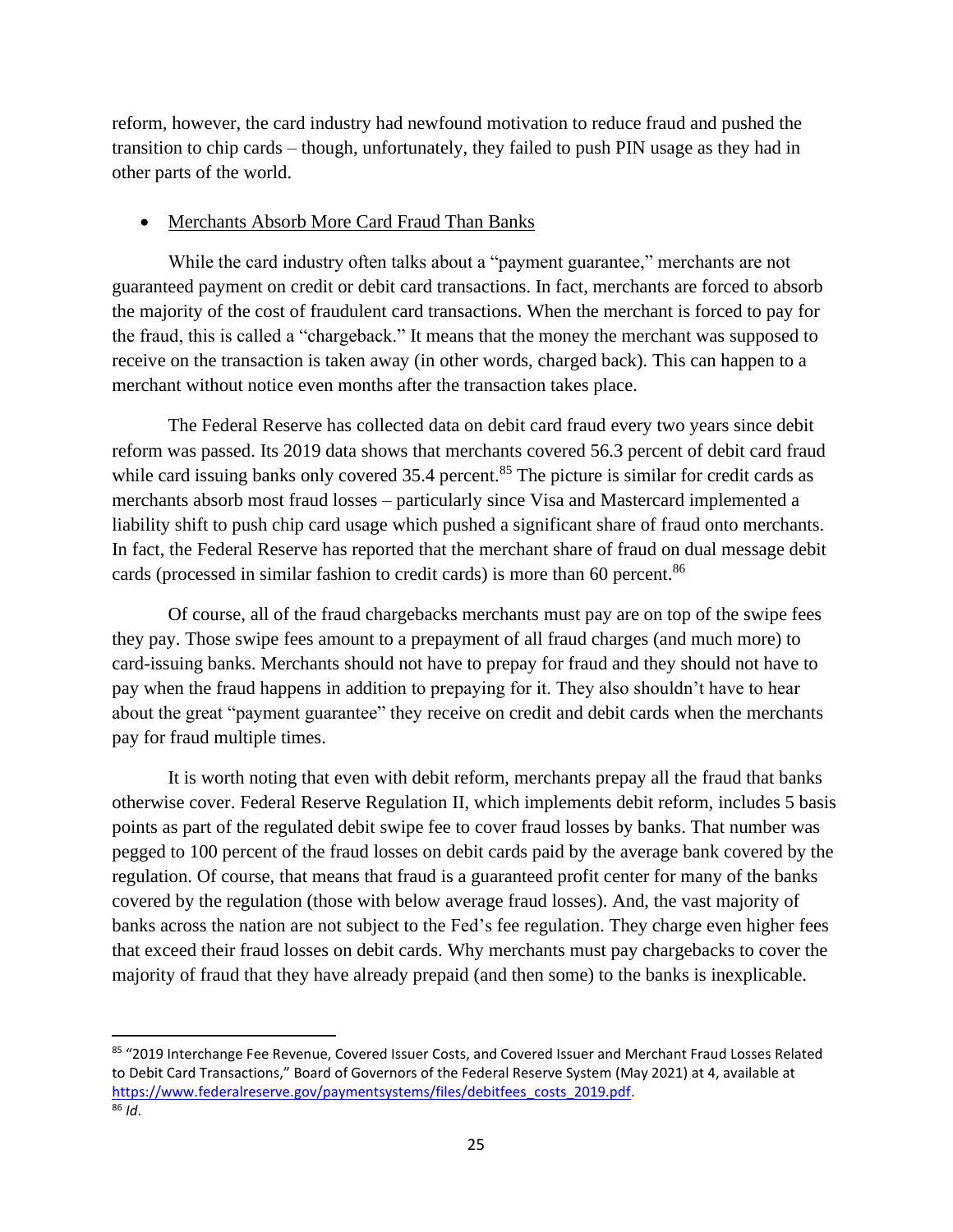reform, however, the card industry had newfound motivation to reduce fraud and pushed the transition to chip cards – though, unfortunately, they failed to push PIN usage as they had in other parts of the world.

- Merchants Absorb More Card Fraud Than Banks

While the card industry often talks about a "payment guarantee," merchants are not guaranteed payment on credit or debit card transactions. In fact, merchants are forced to absorb the majority of the cost of fraudulent card transactions. When the merchant is forced to pay for the fraud, this is called a "chargeback." It means that the money the merchant was supposed to receive on the transaction is taken away (in other words, charged back). This can happen to a merchant without notice even months after the transaction takes place.

The Federal Reserve has collected data on debit card fraud every two years since debit reform was passed. Its 2019 data shows that merchants covered 56.3 percent of debit card fraud while card issuing banks only covered 35.4 percent.[85] The picture is similar for credit cards as merchants absorb most fraud losses – particularly since Visa and Mastercard implemented a liability shift to push chip card usage which pushed a significant share of fraud onto merchants. In fact, the Federal Reserve has reported that the merchant share of fraud on dual message debit cards (processed in similar fashion to credit cards) is more than 60 percent.[86]

Of course, all of the fraud chargebacks merchants must pay are on top of the swipe fees they pay. Those swipe fees amount to a prepayment of all fraud charges (and much more) to card-issuing banks. Merchants should not have to prepay for fraud and they should not have to pay when the fraud happens in addition to prepaying for it. They also shouldn't have to hear about the great "payment guarantee" they receive on credit and debit cards when the merchants pay for fraud multiple times.

It is worth noting that even with debit reform, merchants prepay all the fraud that banks otherwise cover. Federal Reserve Regulation II, which implements debit reform, includes 5 basis points as part of the regulated debit swipe fee to cover fraud losses by banks. That number was pegged to 100 percent of the fraud losses on debit cards paid by the average bank covered by the regulation. Of course, that means that fraud is a guaranteed profit center for many of the banks covered by the regulation (those with below average fraud losses). And, the vast majority of banks across the nation are not subject to the Fed's fee regulation. They charge even higher fees that exceed their fraud losses on debit cards. Why merchants must pay chargebacks to cover the majority of fraud that they have already prepaid (and then some) to the banks is inexplicable.

---

[85] "2019 Interchange Fee Revenue, Covered Issuer Costs, and Covered Issuer and Merchant Fraud Losses Related to Debit Card Transactions," Board of Governors of the Federal Reserve System (May 2021) at 4, available at https://www.federalreserve.gov/paymentsystems/files/debitfees_costs_2019.pdf.

[86] *Id*.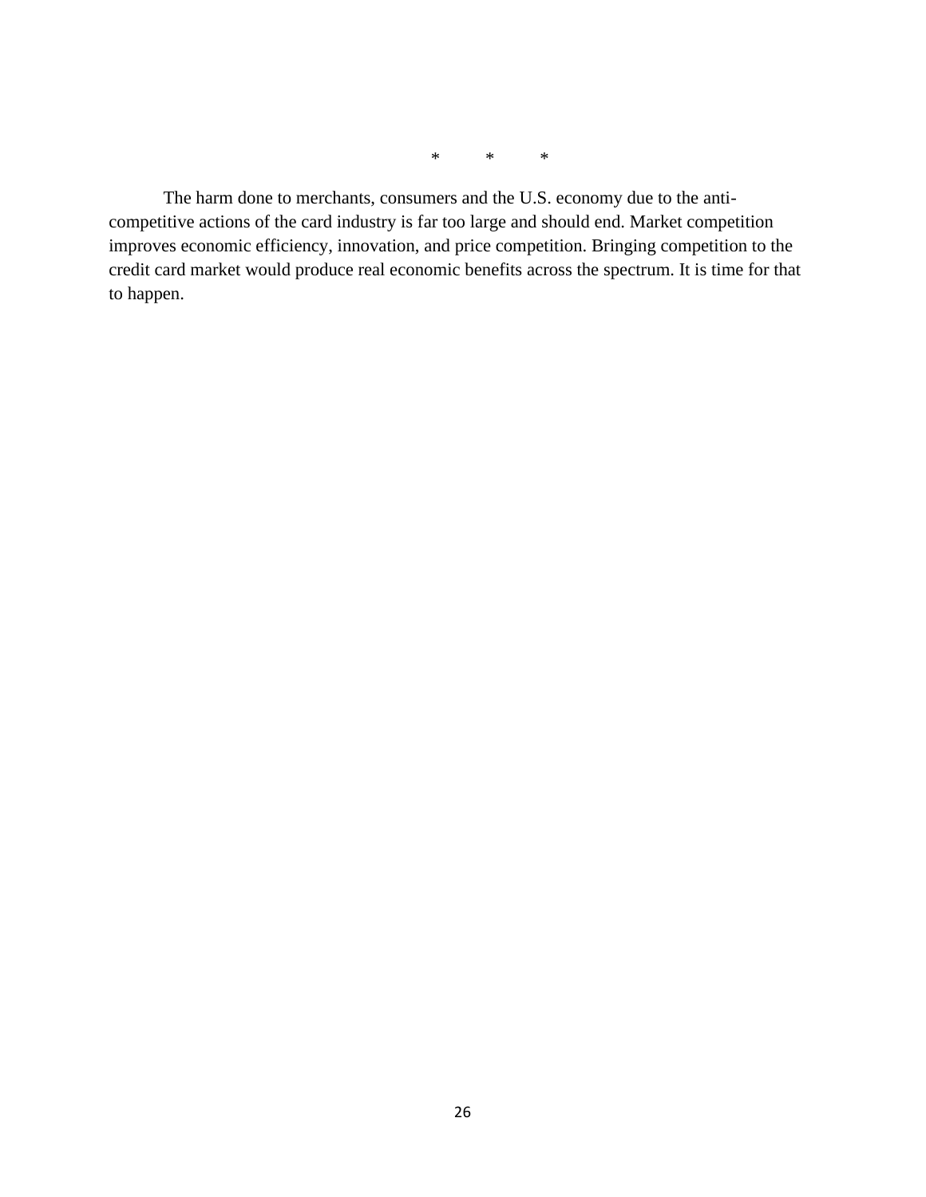*         *         *

The harm done to merchants, consumers and the U.S. economy due to the anti-competitive actions of the card industry is far too large and should end. Market competition improves economic efficiency, innovation, and price competition. Bringing competition to the credit card market would produce real economic benefits across the spectrum. It is time for that to happen.